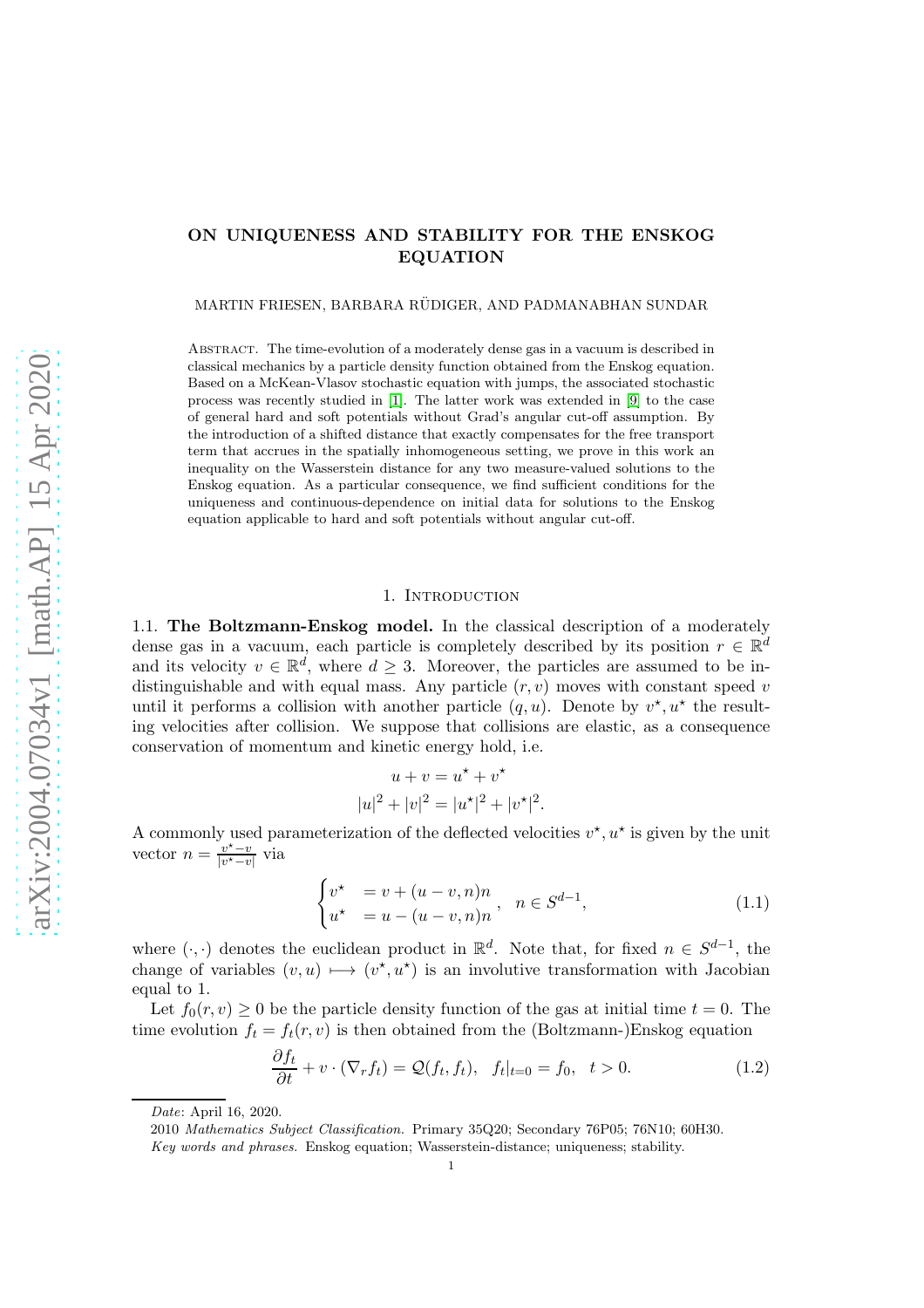# ON UNIQUENESS AND STABILITY FOR THE ENSKOG EQUATION

MARTIN FRIESEN, BARBARA RÜDIGER, AND PADMANABHAN SUNDAR

Abstract. The time-evolution of a moderately dense gas in a vacuum is described in classical mechanics by a particle density function obtained from the Enskog equation. Based on a McKean-Vlasov stochastic equation with jumps, the associated stochastic process was recently studied in [1]. The latter work was extended in [9] to the case of general hard and soft potentials without Grad's angular cut-off assumption. By the introduction of a shifted distance that exactly compensates for the free transport term that accrues in the spatially inhomogeneous setting, we prove in this work an inequality on the Wasserstein distance for any two measure-valued solutions to the Enskog equation. As a particular consequence, we find sufficient conditions for the uniqueness and continuous-dependence on initial data for solutions to the Enskog equation applicable to hard and soft potentials without angular cut-off.

## 1. Introduction

**1.1. The Boltzmann-Enskog model.** In the classical description of a moderately dense gas in a vacuum, each particle is completely described by its position $r \in \mathbb{R}^d$ and its velocity $v \in \mathbb{R}^d$, where $d \geq 3$. Moreover, the particles are assumed to be indistinguishable and with equal mass. Any particle $(r, v)$ moves with constant speed $v$ until it performs a collision with another particle $(q, u)$. Denote by $v^\star, u^\star$ the resulting velocities after collision. We suppose that collisions are elastic, as a consequence conservation of momentum and kinetic energy hold, i.e.

$$
\begin{aligned}
u + v &= u^\star + v^\star \\
|u|^2 + |v|^2 &= |u^\star|^2 + |v^\star|^2.
\end{aligned}
$$

A commonly used parameterization of the deflected velocities $v^\star, u^\star$ is given by the unit vector $n = \frac{v^\star - v}{|v^\star - v|}$ via

$$
\begin{cases} v^\star &= v + (u - v, n)n \\ u^\star &= u - (u - v, n)n \end{cases}, \quad n \in S^{d-1}, \tag{1.1}
$$

where $(\cdot, \cdot)$ denotes the euclidean product in $\mathbb{R}^d$. Note that, for fixed $n \in S^{d-1}$, the change of variables $(v, u) \longmapsto (v^\star, u^\star)$ is an involutive transformation with Jacobian equal to 1.

Let $f_0(r, v) \geq 0$ be the particle density function of the gas at initial time $t = 0$. The time evolution $f_t = f_t(r, v)$ is then obtained from the (Boltzmann-)Enskog equation

$$
\frac{\partial f_t}{\partial t} + v \cdot (\nabla_r f_t) = \mathcal{Q}(f_t, f_t), \quad f_t|_{t=0} = f_0, \quad t > 0. \tag{1.2}
$$

*Date*: April 16, 2020.

2010 *Mathematics Subject Classification.* Primary 35Q20; Secondary 76P05; 76N10; 60H30.

*Key words and phrases.* Enskog equation; Wasserstein-distance; uniqueness; stability.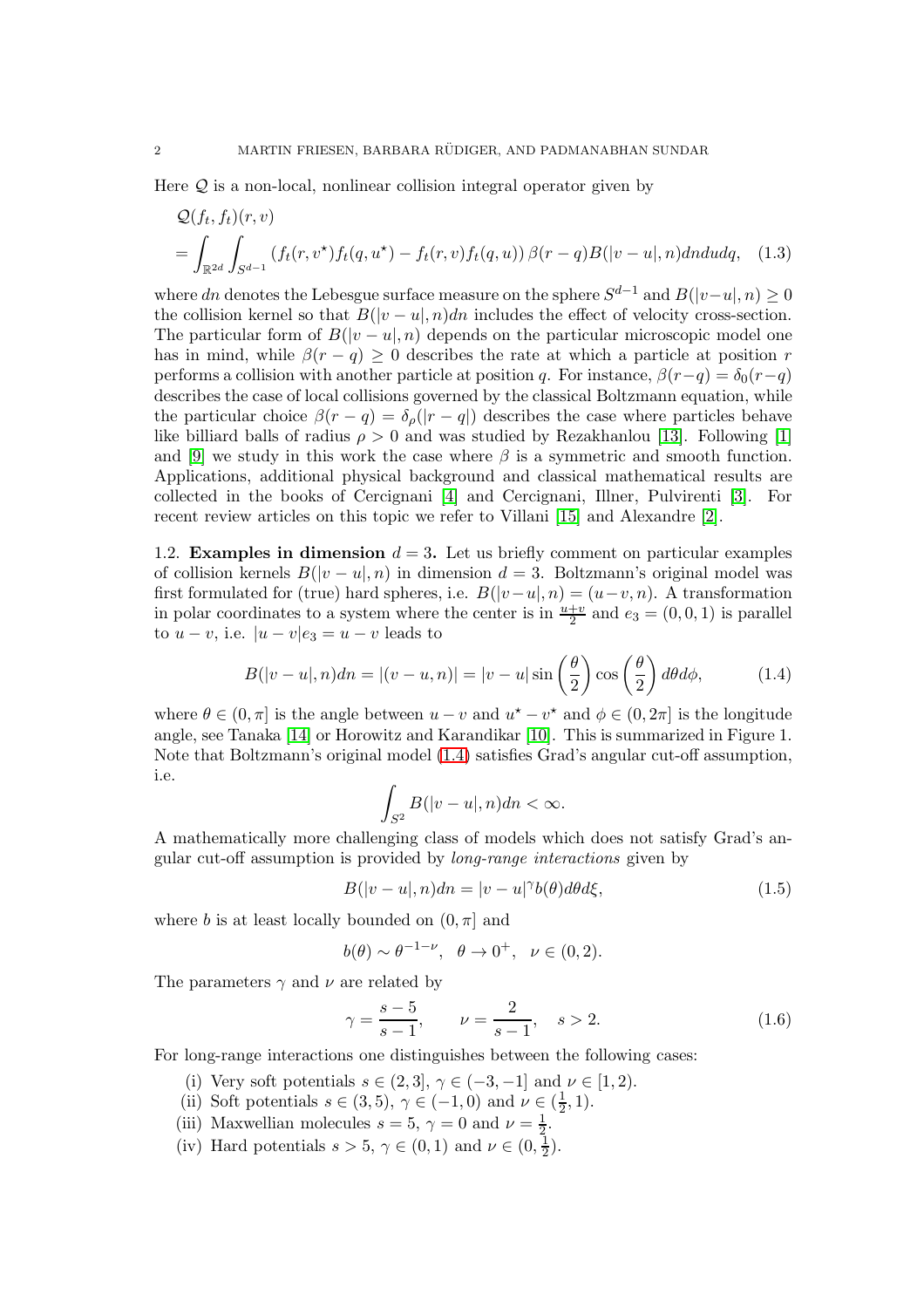Here $\mathcal{Q}$ is a non-local, nonlinear collision integral operator given by

$$
\begin{aligned}
&\mathcal{Q}(f_t, f_t)(r, v) \\
&= \int_{\mathbb{R}^{2d}} \int_{S^{d-1}} \left( f_t(r, v^\star) f_t(q, u^\star) - f_t(r, v) f_t(q, u) \right) \beta(r - q) B(|v - u|, n) dn du dq, \quad (1.3)
\end{aligned}
$$

where $dn$ denotes the Lebesgue surface measure on the sphere $S^{d-1}$ and $B(|v-u|, n) \geq 0$ the collision kernel so that $B(|v-u|, n)dn$ includes the effect of velocity cross-section. The particular form of $B(|v-u|, n)$ depends on the particular microscopic model one has in mind, while $\beta(r-q) \geq 0$ describes the rate at which a particle at position $r$ performs a collision with another particle at position $q$. For instance, $\beta(r-q) = \delta_0(r-q)$ describes the case of local collisions governed by the classical Boltzmann equation, while the particular choice $\beta(r-q) = \delta_\rho(|r-q|)$ describes the case where particles behave like billiard balls of radius $\rho > 0$ and was studied by Rezakhanlou [13]. Following [1] and [9] we study in this work the case where $\beta$ is a symmetric and smooth function. Applications, additional physical background and classical mathematical results are collected in the books of Cercignani [4] and Cercignani, Illner, Pulvirenti [3]. For recent review articles on this topic we refer to Villani [15] and Alexandre [2].

1.2. **Examples in dimension** $d = 3$. Let us briefly comment on particular examples of collision kernels $B(|v-u|, n)$ in dimension $d = 3$. Boltzmann's original model was first formulated for (true) hard spheres, i.e. $B(|v-u|, n) = (u-v, n)$. A transformation in polar coordinates to a system where the center is in $\frac{u+v}{2}$ and $e_3 = (0,0,1)$ is parallel to $u - v$, i.e. $|u-v|e_3 = u - v$ leads to

$$
B(|v-u|, n)dn = |(v-u, n)| = |v-u| \sin\left(\frac{\theta}{2}\right) \cos\left(\frac{\theta}{2}\right) d\theta d\phi, \tag{1.4}
$$

where $\theta \in (0, \pi]$ is the angle between $u - v$ and $u^\star - v^\star$ and $\phi \in (0, 2\pi]$ is the longitude angle, see Tanaka [14] or Horowitz and Karandikar [10]. This is summarized in Figure 1. Note that Boltzmann's original model (1.4) satisfies Grad's angular cut-off assumption, i.e.

$$
\int_{S^2} B(|v-u|, n) dn < \infty.
$$

A mathematically more challenging class of models which does not satisfy Grad's angular cut-off assumption is provided by *long-range interactions* given by

$$
B(|v-u|, n)dn = |v-u|^\gamma b(\theta) d\theta d\xi, \tag{1.5}
$$

where $b$ is at least locally bounded on $(0, \pi]$ and

$$
b(\theta) \sim \theta^{-1-\nu}, \quad \theta \to 0^+, \quad \nu \in (0, 2).
$$

The parameters $\gamma$ and $\nu$ are related by

$$
\gamma = \frac{s-5}{s-1}, \qquad \nu = \frac{2}{s-1}, \quad s > 2. \tag{1.6}
$$

For long-range interactions one distinguishes between the following cases:

(i) Very soft potentials $s \in (2, 3]$, $\gamma \in (-3, -1]$ and $\nu \in [1, 2)$.
(ii) Soft potentials $s \in (3, 5)$, $\gamma \in (-1, 0)$ and $\nu \in (\frac{1}{2}, 1)$.
(iii) Maxwellian molecules $s = 5$, $\gamma = 0$ and $\nu = \frac{1}{2}$.
(iv) Hard potentials $s > 5$, $\gamma \in (0, 1)$ and $\nu \in (0, \frac{1}{2})$.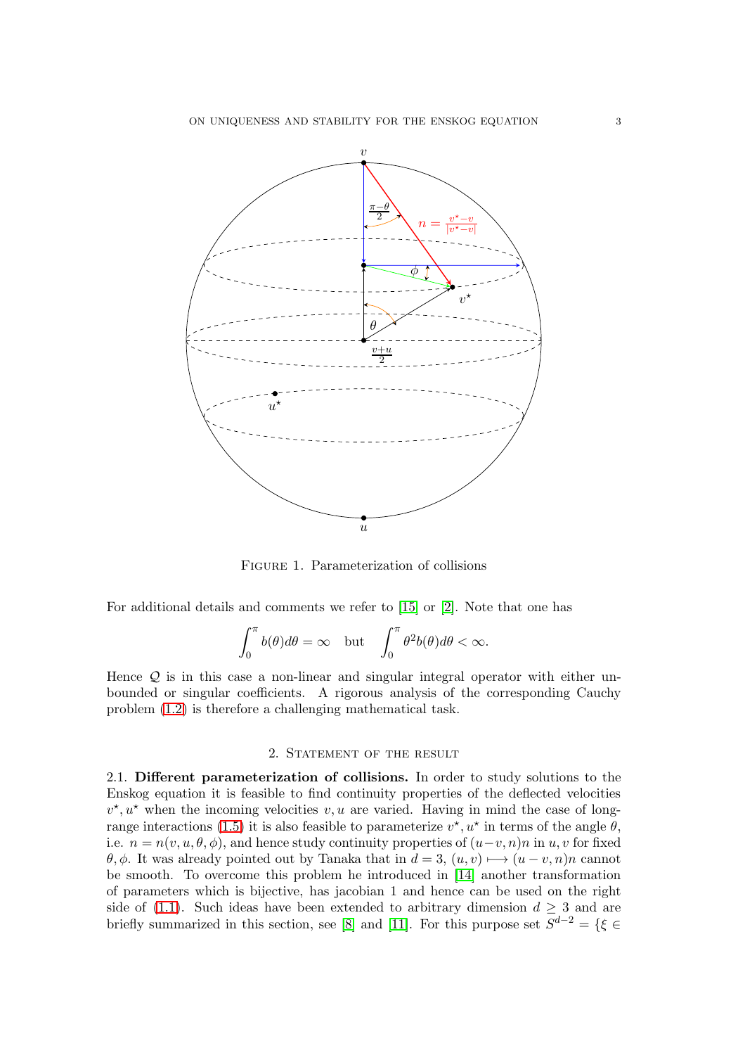FIGURE 1. Parameterization of collisions

For additional details and comments we refer to [15] or [2]. Note that one has

$$\int_0^\pi b(\theta)d\theta = \infty \quad \text{but} \quad \int_0^\pi \theta^2 b(\theta) d\theta < \infty.$$

Hence $\mathcal{Q}$ is in this case a non-linear and singular integral operator with either unbounded or singular coefficients. A rigorous analysis of the corresponding Cauchy problem (1.2) is therefore a challenging mathematical task.

## 2. Statement of the result

**2.1. Different parameterization of collisions.** In order to study solutions to the Enskog equation it is feasible to find continuity properties of the deflected velocities $v^\star, u^\star$ when the incoming velocities $v, u$ are varied. Having in mind the case of long-range interactions (1.5) it is also feasible to parameterize $v^\star, u^\star$ in terms of the angle $\theta$, i.e. $n = n(v, u, \theta, \phi)$, and hence study continuity properties of $(u-v, n)n$ in $u, v$ for fixed $\theta, \phi$. It was already pointed out by Tanaka that in $d = 3$, $(u, v) \longmapsto (u - v, n)n$ cannot be smooth. To overcome this problem he introduced in [14] another transformation of parameters which is bijective, has jacobian 1 and hence can be used on the right side of (1.1). Such ideas have been extended to arbitrary dimension $d \geq 3$ and are briefly summarized in this section, see [8] and [11]. For this purpose set $S^{d-2} = \{\xi \in$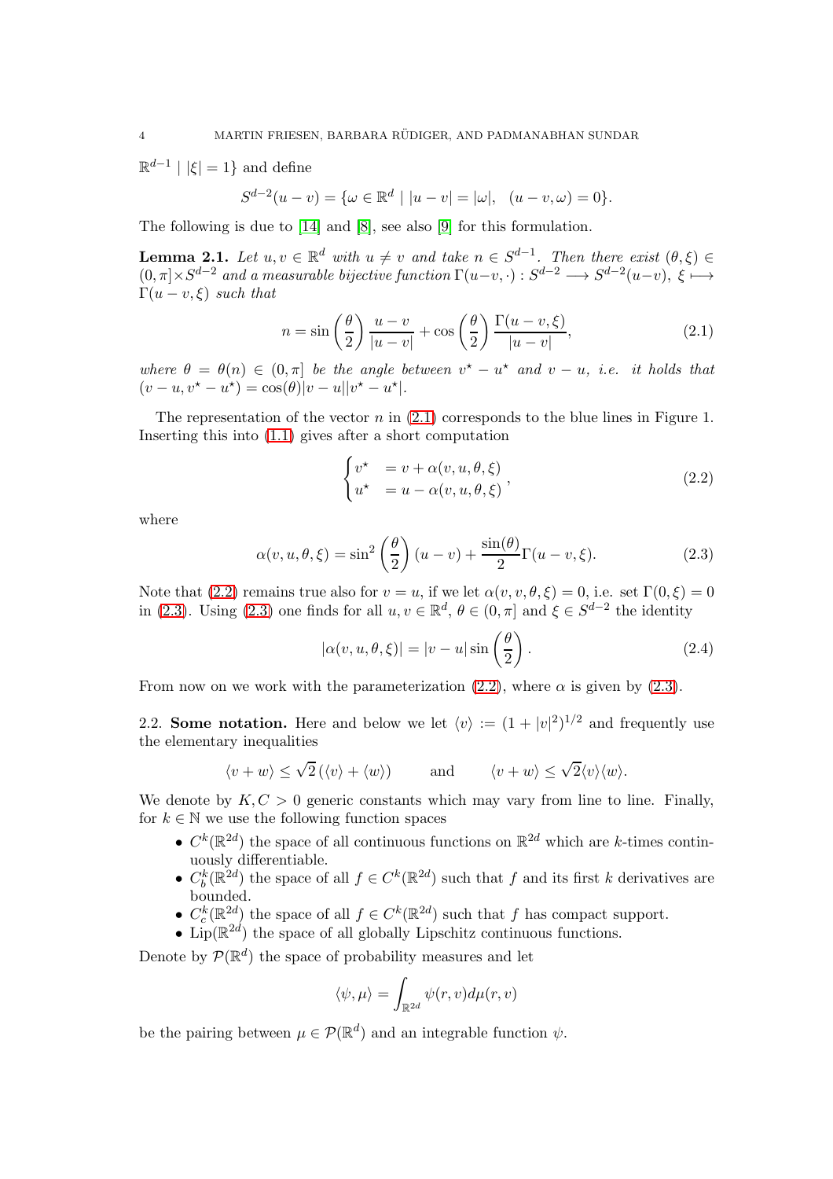$\mathbb{R}^{d-1} \mid |\xi| = 1\}$ and define

$$S^{d-2}(u-v) = \{\omega \in \mathbb{R}^d \mid |u-v| = |\omega|, \ \ (u-v,\omega) = 0\}.$$

The following is due to [14] and [8], see also [9] for this formulation.

**Lemma 2.1.** *Let $u, v \in \mathbb{R}^d$ with $u \neq v$ and take $n \in S^{d-1}$. Then there exist $(\theta, \xi) \in (0,\pi] \times S^{d-2}$ and a measurable bijective function $\Gamma(u-v,\cdot) : S^{d-2} \longrightarrow S^{d-2}(u-v)$, $\xi \longmapsto \Gamma(u-v,\xi)$ such that*

$$n = \sin\left(\frac{\theta}{2}\right)\frac{u-v}{|u-v|} + \cos\left(\frac{\theta}{2}\right)\frac{\Gamma(u-v,\xi)}{|u-v|}, \tag{2.1}$$

*where $\theta = \theta(n) \in (0,\pi]$ be the angle between $v^\star - u^\star$ and $v-u$, i.e. it holds that $(v-u, v^\star - u^\star) = \cos(\theta)|v-u||v^\star - u^\star|$.*

The representation of the vector $n$ in (2.1) corresponds to the blue lines in Figure 1. Inserting this into (1.1) gives after a short computation

$$\begin{cases} v^\star & = v + \alpha(v,u,\theta,\xi) \\ u^\star & = u - \alpha(v,u,\theta,\xi) \end{cases}, \tag{2.2}$$

where

$$\alpha(v,u,\theta,\xi) = \sin^2\left(\frac{\theta}{2}\right)(u-v) + \frac{\sin(\theta)}{2}\Gamma(u-v,\xi). \tag{2.3}$$

Note that (2.2) remains true also for $v = u$, if we let $\alpha(v,v,\theta,\xi) = 0$, i.e. set $\Gamma(0,\xi) = 0$ in (2.3). Using (2.3) one finds for all $u, v \in \mathbb{R}^d$, $\theta \in (0,\pi]$ and $\xi \in S^{d-2}$ the identity

$$|\alpha(v,u,\theta,\xi)| = |v-u|\sin\left(\frac{\theta}{2}\right). \tag{2.4}$$

From now on we work with the parameterization (2.2), where $\alpha$ is given by (2.3).

2.2. **Some notation.** Here and below we let $\langle v\rangle := (1+|v|^2)^{1/2}$ and frequently use the elementary inequalities

$$\langle v+w\rangle \leq \sqrt{2}\left(\langle v\rangle + \langle w\rangle\right) \qquad \text{and} \qquad \langle v+w\rangle \leq \sqrt{2}\langle v\rangle\langle w\rangle.$$

We denote by $K, C > 0$ generic constants which may vary from line to line. Finally, for $k \in \mathbb{N}$ we use the following function spaces

- $C^k(\mathbb{R}^{2d})$ the space of all continuous functions on $\mathbb{R}^{2d}$ which are $k$-times continuously differentiable.
- $C_b^k(\mathbb{R}^{2d})$ the space of all $f \in C^k(\mathbb{R}^{2d})$ such that $f$ and its first $k$ derivatives are bounded.
- $C_c^k(\mathbb{R}^{2d})$ the space of all $f \in C^k(\mathbb{R}^{2d})$ such that $f$ has compact support.
- $\mathrm{Lip}(\mathbb{R}^{2d})$ the space of all globally Lipschitz continuous functions.

Denote by $\mathcal{P}(\mathbb{R}^d)$ the space of probability measures and let

$$\langle \psi, \mu\rangle = \int_{\mathbb{R}^{2d}} \psi(r,v)d\mu(r,v)$$

be the pairing between $\mu \in \mathcal{P}(\mathbb{R}^d)$ and an integrable function $\psi$.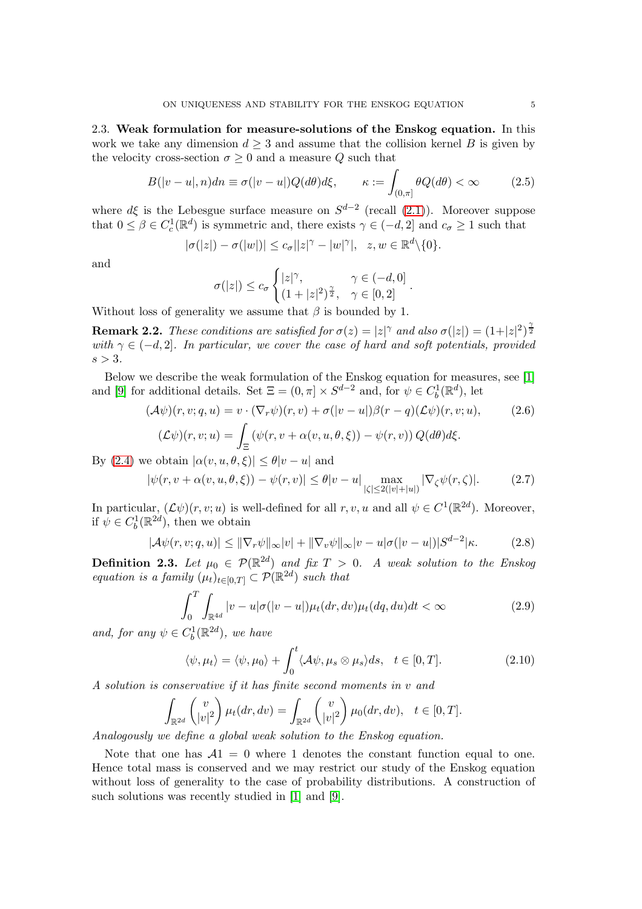### 2.3. Weak formulation for measure-solutions of the Enskog equation.

In this work we take any dimension $d \geq 3$ and assume that the collision kernel $B$ is given by the velocity cross-section $\sigma \geq 0$ and a measure $Q$ such that

$$
B(|v-u|, n)dn \equiv \sigma(|v-u|)Q(d\theta)d\xi, \qquad \kappa := \int_{(0,\pi]} \theta Q(d\theta) < \infty \tag{2.5}
$$

where $d\xi$ is the Lebesgue surface measure on $S^{d-2}$ (recall (2.1)). Moreover suppose that $0 \leq \beta \in C_c^1(\mathbb{R}^d)$ is symmetric and, there exists $\gamma \in (-d, 2]$ and $c_\sigma \geq 1$ such that

$$
|\sigma(|z|) - \sigma(|w|)| \leq c_\sigma ||z|^\gamma - |w|^\gamma|, \quad z, w \in \mathbb{R}^d \backslash \{0\}.
$$

and

$$
\sigma(|z|) \leq c_\sigma \begin{cases} |z|^\gamma, & \gamma \in (-d, 0] \\ (1+|z|^2)^{\frac{\gamma}{2}}, & \gamma \in [0, 2] \end{cases}.
$$

Without loss of generality we assume that $\beta$ is bounded by 1.

**Remark 2.2.** *These conditions are satisfied for $\sigma(z) = |z|^\gamma$ and also $\sigma(|z|) = (1+|z|^2)^{\frac{\gamma}{2}}$ with $\gamma \in (-d, 2]$. In particular, we cover the case of hard and soft potentials, provided $s > 3$.*

Below we describe the weak formulation of the Enskog equation for measures, see [1] and [9] for additional details. Set $\Xi = (0, \pi] \times S^{d-2}$ and, for $\psi \in C_b^1(\mathbb{R}^d)$, let

$$
(\mathcal{A}\psi)(r, v; q, u) = v \cdot (\nabla_r \psi)(r, v) + \sigma(|v-u|)\beta(r-q)(\mathcal{L}\psi)(r, v; u), \tag{2.6}
$$

$$
(\mathcal{L}\psi)(r, v; u) = \int_\Xi (\psi(r, v + \alpha(v, u, \theta, \xi)) - \psi(r, v))\, Q(d\theta)d\xi.
$$

By (2.4) we obtain $|\alpha(v, u, \theta, \xi)| \leq \theta|v-u|$ and

$$
|\psi(r, v + \alpha(v, u, \theta, \xi)) - \psi(r, v)| \leq \theta|v-u| \max_{|\zeta| \leq 2(|v|+|u|)} |\nabla_\zeta \psi(r, \zeta)|. \tag{2.7}
$$

In particular, $(\mathcal{L}\psi)(r, v; u)$ is well-defined for all $r, v, u$ and all $\psi \in C^1(\mathbb{R}^{2d})$. Moreover, if $\psi \in C_b^1(\mathbb{R}^{2d})$, then we obtain

$$
|\mathcal{A}\psi(r, v; q, u)| \leq \|\nabla_r \psi\|_\infty |v| + \|\nabla_v \psi\|_\infty |v-u|\sigma(|v-u|)|S^{d-2}|\kappa. \tag{2.8}
$$

**Definition 2.3.** *Let $\mu_0 \in \mathcal{P}(\mathbb{R}^{2d})$ and fix $T > 0$. A weak solution to the Enskog equation is a family $(\mu_t)_{t \in [0,T]} \subset \mathcal{P}(\mathbb{R}^{2d})$ such that*

$$
\int_0^T \int_{\mathbb{R}^{4d}} |v-u|\sigma(|v-u|)\mu_t(dr, dv)\mu_t(dq, du)dt < \infty \tag{2.9}
$$

*and, for any $\psi \in C_b^1(\mathbb{R}^{2d})$, we have*

$$
\langle \psi, \mu_t \rangle = \langle \psi, \mu_0 \rangle + \int_0^t \langle \mathcal{A}\psi, \mu_s \otimes \mu_s \rangle ds, \quad t \in [0, T]. \tag{2.10}
$$

*A solution is conservative if it has finite second moments in $v$ and*

$$
\int_{\mathbb{R}^{2d}} \begin{pmatrix} v \\ |v|^2 \end{pmatrix} \mu_t(dr, dv) = \int_{\mathbb{R}^{2d}} \begin{pmatrix} v \\ |v|^2 \end{pmatrix} \mu_0(dr, dv), \quad t \in [0, T].
$$

*Analogously we define a global weak solution to the Enskog equation.*

Note that one has $\mathcal{A}1 = 0$ where 1 denotes the constant function equal to one. Hence total mass is conserved and we may restrict our study of the Enskog equation without loss of generality to the case of probability distributions. A construction of such solutions was recently studied in [1] and [9].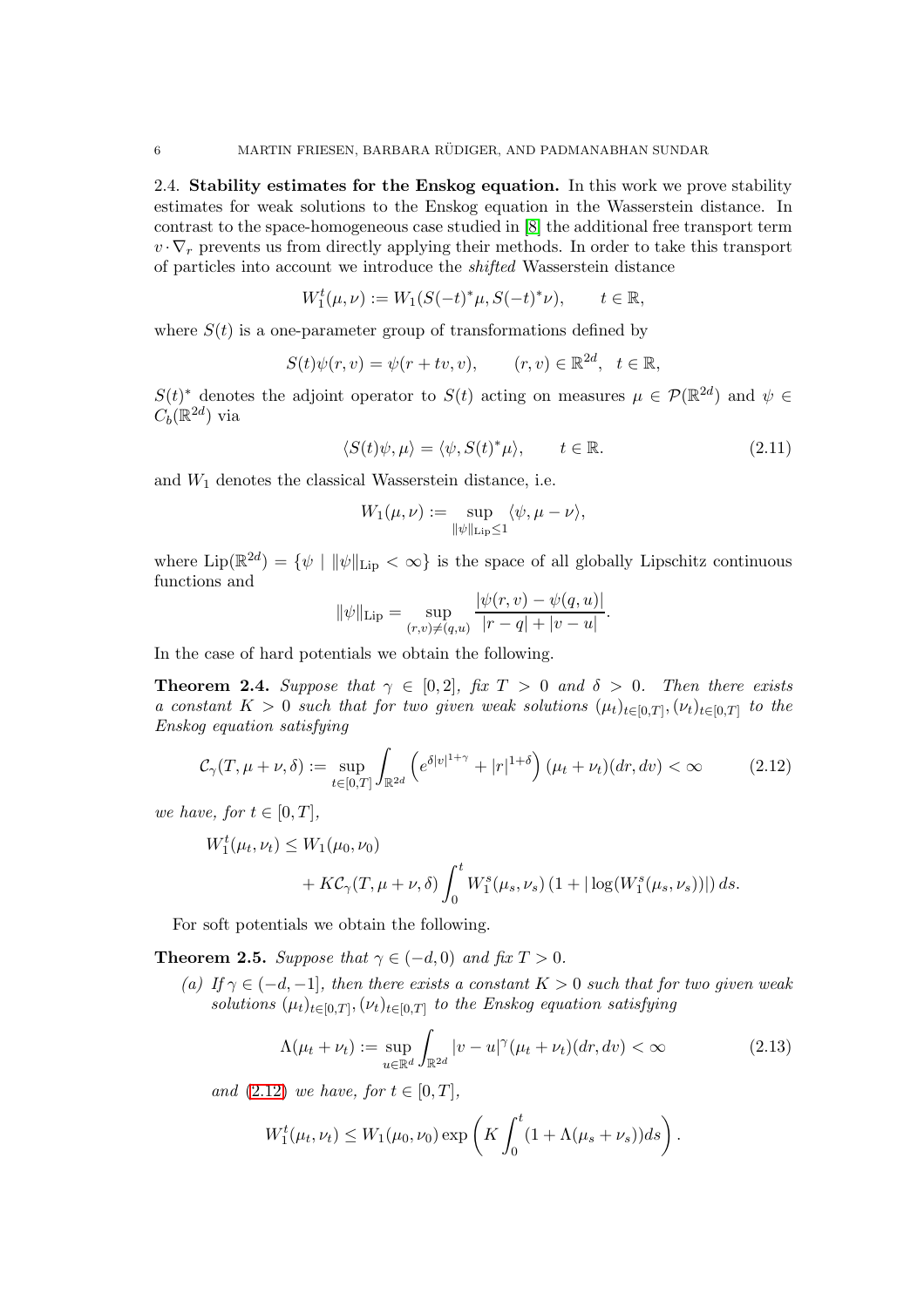### 2.4. Stability estimates for the Enskog equation.

In this work we prove stability estimates for weak solutions to the Enskog equation in the Wasserstein distance. In contrast to the space-homogeneous case studied in [8] the additional free transport term $v \cdot \nabla_r$ prevents us from directly applying their methods. In order to take this transport of particles into account we introduce the *shifted* Wasserstein distance

$$W_1^t(\mu, \nu) := W_1(S(-t)^*\mu, S(-t)^*\nu), \qquad t \in \mathbb{R},$$

where $S(t)$ is a one-parameter group of transformations defined by

$$S(t)\psi(r,v) = \psi(r + tv, v), \qquad (r,v) \in \mathbb{R}^{2d}, \quad t \in \mathbb{R},$$

$S(t)^*$ denotes the adjoint operator to $S(t)$ acting on measures $\mu \in \mathcal{P}(\mathbb{R}^{2d})$ and $\psi \in C_b(\mathbb{R}^{2d})$ via

$$\langle S(t)\psi, \mu \rangle = \langle \psi, S(t)^*\mu \rangle, \qquad t \in \mathbb{R}. \tag{2.11}$$

and $W_1$ denotes the classical Wasserstein distance, i.e.

$$W_1(\mu, \nu) := \sup_{\|\psi\|_{\mathrm{Lip}} \leq 1} \langle \psi, \mu - \nu \rangle,$$

where $\mathrm{Lip}(\mathbb{R}^{2d}) = \{\psi \mid \|\psi\|_{\mathrm{Lip}} < \infty\}$ is the space of all globally Lipschitz continuous functions and

$$\|\psi\|_{\mathrm{Lip}} = \sup_{(r,v) \neq (q,u)} \frac{|\psi(r,v) - \psi(q,u)|}{|r-q| + |v-u|}.$$

In the case of hard potentials we obtain the following.

**Theorem 2.4.** *Suppose that $\gamma \in [0,2]$, fix $T > 0$ and $\delta > 0$. Then there exists a constant $K > 0$ such that for two given weak solutions $(\mu_t)_{t\in[0,T]}, (\nu_t)_{t\in[0,T]}$ to the Enskog equation satisfying*

$$\mathcal{C}_\gamma(T, \mu + \nu, \delta) := \sup_{t \in [0,T]} \int_{\mathbb{R}^{2d}} \left( e^{\delta |v|^{1+\gamma}} + |r|^{1+\delta} \right) (\mu_t + \nu_t)(dr, dv) < \infty \tag{2.12}$$

*we have, for $t \in [0,T]$,*

$$\begin{aligned} W_1^t(\mu_t, \nu_t) &\leq W_1(\mu_0, \nu_0) \\ &\quad + K\mathcal{C}_\gamma(T, \mu + \nu, \delta) \int_0^t W_1^s(\mu_s, \nu_s)\left(1 + |\log(W_1^s(\mu_s, \nu_s))|\right) ds. \end{aligned}$$

For soft potentials we obtain the following.

**Theorem 2.5.** *Suppose that $\gamma \in (-d, 0)$ and fix $T > 0$.*

*(a) If $\gamma \in (-d, -1]$, then there exists a constant $K > 0$ such that for two given weak solutions $(\mu_t)_{t\in[0,T]}, (\nu_t)_{t\in[0,T]}$ to the Enskog equation satisfying*

$$\Lambda(\mu_t + \nu_t) := \sup_{u \in \mathbb{R}^d} \int_{\mathbb{R}^{2d}} |v - u|^\gamma (\mu_t + \nu_t)(dr, dv) < \infty \tag{2.13}$$

*and (2.12) we have, for $t \in [0,T]$,*

$$W_1^t(\mu_t, \nu_t) \leq W_1(\mu_0, \nu_0) \exp\left( K \int_0^t (1 + \Lambda(\mu_s + \nu_s)) ds \right).$$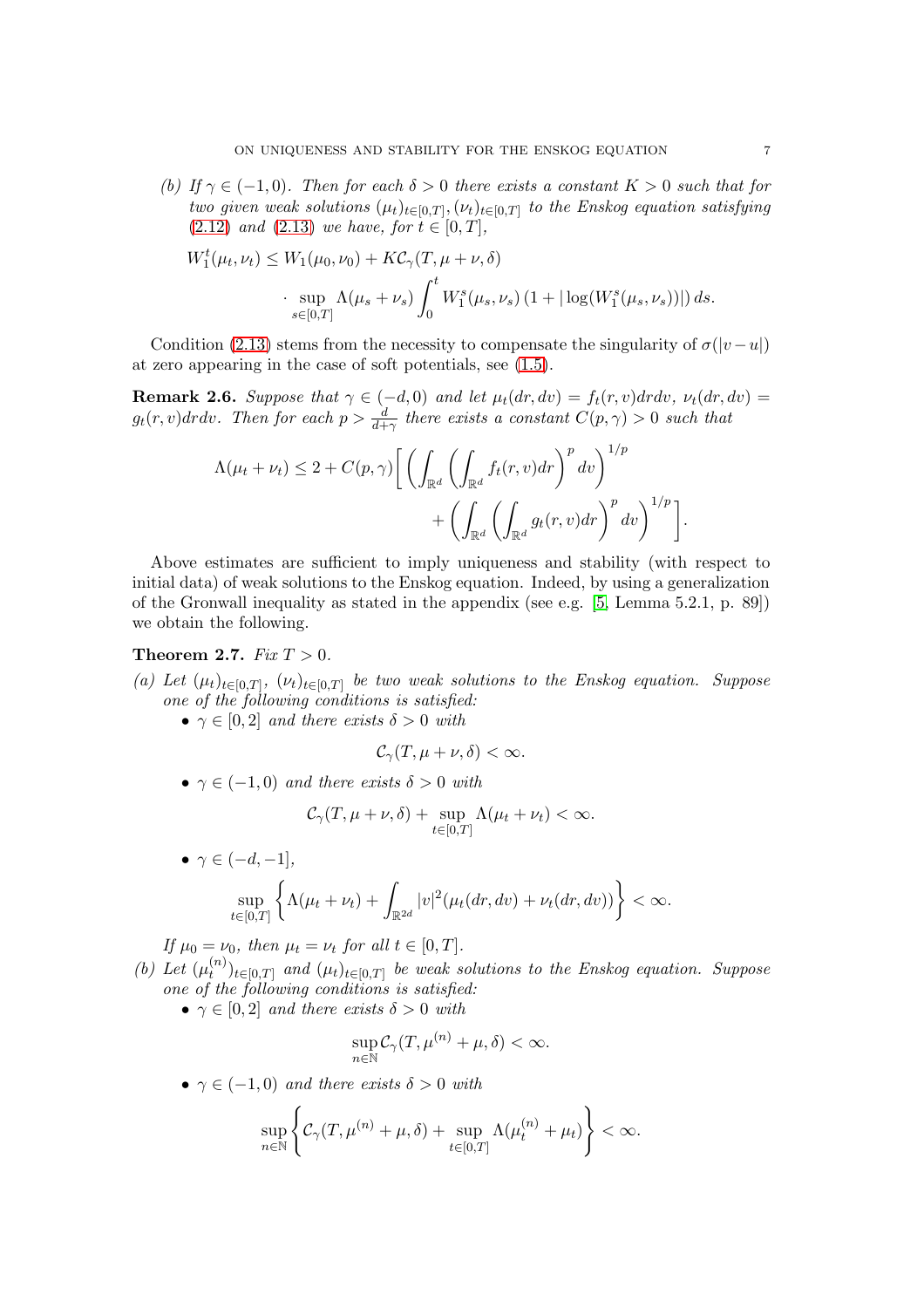*(b) If $\gamma \in (-1, 0)$. Then for each $\delta > 0$ there exists a constant $K > 0$ such that for two given weak solutions $(\mu_t)_{t\in[0,T]}, (\nu_t)_{t\in[0,T]}$ to the Enskog equation satisfying (2.12) and (2.13) we have, for $t \in [0, T]$,*

$$
\begin{aligned}
W_1^t(\mu_t, \nu_t) \le W_1(\mu_0, \nu_0) + K\mathcal{C}_\gamma(T, \mu + \nu, \delta) \\
\cdot \sup_{s\in[0,T]} \Lambda(\mu_s + \nu_s) \int_0^t W_1^s(\mu_s, \nu_s) \left(1 + |\log(W_1^s(\mu_s, \nu_s))|\right) ds.
\end{aligned}
$$

Condition (2.13) stems from the necessity to compensate the singularity of $\sigma(|v-u|)$ at zero appearing in the case of soft potentials, see (1.5).

**Remark 2.6.** *Suppose that $\gamma \in (-d, 0)$ and let $\mu_t(dr, dv) = f_t(r, v)drdv$, $\nu_t(dr, dv) = g_t(r, v)drdv$. Then for each $p > \frac{d}{d+\gamma}$ there exists a constant $C(p, \gamma) > 0$ such that*

$$
\begin{aligned}
\Lambda(\mu_t + \nu_t) \le 2 + C(p, \gamma) \Bigg[ \left( \int_{\mathbb{R}^d} \left( \int_{\mathbb{R}^d} f_t(r, v) dr \right)^p dv \right)^{1/p} \\
+ \left( \int_{\mathbb{R}^d} \left( \int_{\mathbb{R}^d} g_t(r, v) dr \right)^p dv \right)^{1/p} \Bigg].
\end{aligned}
$$

Above estimates are sufficient to imply uniqueness and stability (with respect to initial data) of weak solutions to the Enskog equation. Indeed, by using a generalization of the Gronwall inequality as stated in the appendix (see e.g. [5, Lemma 5.2.1, p. 89]) we obtain the following.

**Theorem 2.7.** *Fix $T > 0$.*

*(a) Let $(\mu_t)_{t\in[0,T]}$, $(\nu_t)_{t\in[0,T]}$ be two weak solutions to the Enskog equation. Suppose one of the following conditions is satisfied:*
- *$\gamma \in [0, 2]$ and there exists $\delta > 0$ with*
$$\mathcal{C}_\gamma(T, \mu + \nu, \delta) < \infty.$$
- *$\gamma \in (-1, 0)$ and there exists $\delta > 0$ with*
$$\mathcal{C}_\gamma(T, \mu + \nu, \delta) + \sup_{t\in[0,T]} \Lambda(\mu_t + \nu_t) < \infty.$$
- *$\gamma \in (-d, -1]$,*
$$\sup_{t\in[0,T]} \left\{ \Lambda(\mu_t + \nu_t) + \int_{\mathbb{R}^{2d}} |v|^2 (\mu_t(dr, dv) + \nu_t(dr, dv)) \right\} < \infty.$$

*If $\mu_0 = \nu_0$, then $\mu_t = \nu_t$ for all $t \in [0, T]$.*

*(b) Let $(\mu_t^{(n)})_{t\in[0,T]}$ and $(\mu_t)_{t\in[0,T]}$ be weak solutions to the Enskog equation. Suppose one of the following conditions is satisfied:*
- *$\gamma \in [0, 2]$ and there exists $\delta > 0$ with*
$$\sup_{n\in\mathbb{N}} \mathcal{C}_\gamma(T, \mu^{(n)} + \mu, \delta) < \infty.$$
- *$\gamma \in (-1, 0)$ and there exists $\delta > 0$ with*
$$\sup_{n\in\mathbb{N}} \left\{ \mathcal{C}_\gamma(T, \mu^{(n)} + \mu, \delta) + \sup_{t\in[0,T]} \Lambda(\mu_t^{(n)} + \mu_t) \right\} < \infty.$$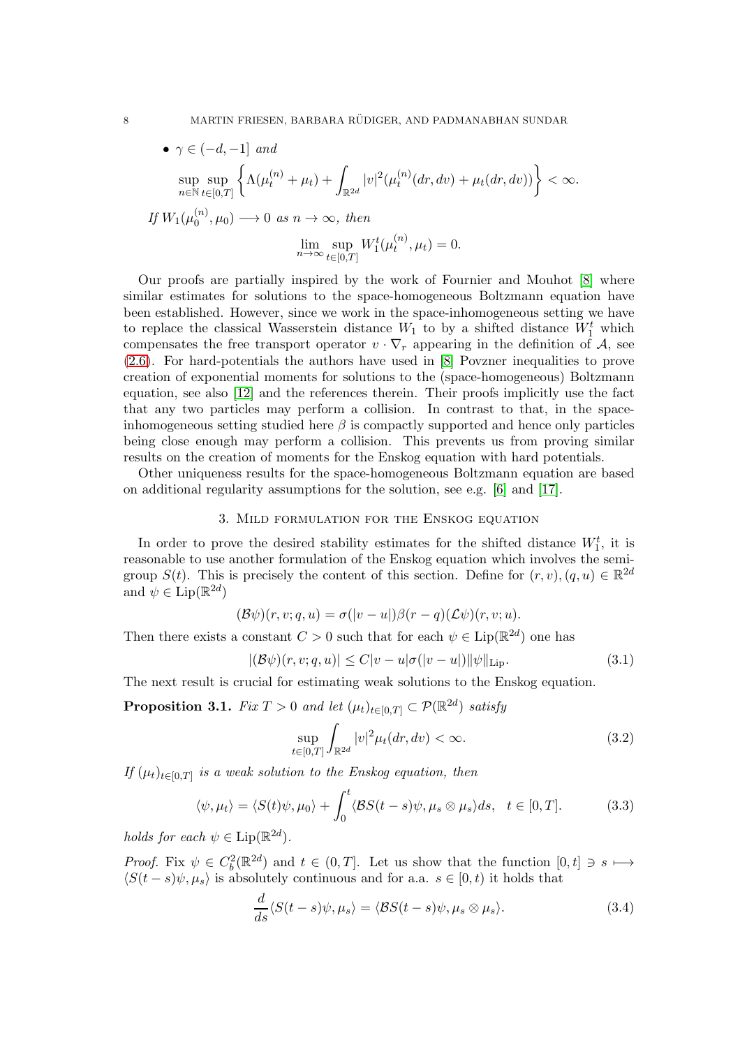- $\gamma \in (-d, -1]$ *and*

$$\sup_{n\in\mathbb{N}} \sup_{t\in[0,T]} \left\{ \Lambda(\mu_t^{(n)} + \mu_t) + \int_{\mathbb{R}^{2d}} |v|^2 (\mu_t^{(n)}(dr,dv) + \mu_t(dr,dv)) \right\} < \infty.$$

*If* $W_1(\mu_0^{(n)}, \mu_0) \longrightarrow 0$ *as* $n \to \infty$*, then*

$$\lim_{n\to\infty} \sup_{t\in[0,T]} W_1^t(\mu_t^{(n)}, \mu_t) = 0.$$

Our proofs are partially inspired by the work of Fournier and Mouhot [8] where similar estimates for solutions to the space-homogeneous Boltzmann equation have been established. However, since we work in the space-inhomogeneous setting we have to replace the classical Wasserstein distance $W_1$ to by a shifted distance $W_1^t$ which compensates the free transport operator $v \cdot \nabla_r$ appearing in the definition of $\mathcal{A}$, see (2.6). For hard-potentials the authors have used in [8] Povzner inequalities to prove creation of exponential moments for solutions to the (space-homogeneous) Boltzmann equation, see also [12] and the references therein. Their proofs implicitly use the fact that any two particles may perform a collision. In contrast to that, in the space-inhomogeneous setting studied here $\beta$ is compactly supported and hence only particles being close enough may perform a collision. This prevents us from proving similar results on the creation of moments for the Enskog equation with hard potentials.

Other uniqueness results for the space-homogeneous Boltzmann equation are based on additional regularity assumptions for the solution, see e.g. [6] and [17].

## 3. Mild formulation for the Enskog equation

In order to prove the desired stability estimates for the shifted distance $W_1^t$, it is reasonable to use another formulation of the Enskog equation which involves the semigroup $S(t)$. This is precisely the content of this section. Define for $(r,v),(q,u) \in \mathbb{R}^{2d}$ and $\psi \in \mathrm{Lip}(\mathbb{R}^{2d})$

$$(\mathcal{B}\psi)(r,v;q,u) = \sigma(|v-u|)\beta(r-q)(\mathcal{L}\psi)(r,v;u).$$

Then there exists a constant $C > 0$ such that for each $\psi \in \mathrm{Lip}(\mathbb{R}^{2d})$ one has

$$|(\mathcal{B}\psi)(r,v;q,u)| \leq C|v-u|\sigma(|v-u|)\|\psi\|_{\mathrm{Lip}}. \tag{3.1}$$

The next result is crucial for estimating weak solutions to the Enskog equation.

**Proposition 3.1.** *Fix* $T > 0$ *and let* $(\mu_t)_{t\in[0,T]} \subset \mathcal{P}(\mathbb{R}^{2d})$ *satisfy*

$$\sup_{t\in[0,T]} \int_{\mathbb{R}^{2d}} |v|^2 \mu_t(dr,dv) < \infty. \tag{3.2}$$

*If* $(\mu_t)_{t\in[0,T]}$ *is a weak solution to the Enskog equation, then*

$$\langle \psi, \mu_t \rangle = \langle S(t)\psi, \mu_0 \rangle + \int_0^t \langle \mathcal{B}S(t-s)\psi, \mu_s \otimes \mu_s \rangle ds, \quad t \in [0,T]. \tag{3.3}$$

*holds for each* $\psi \in \mathrm{Lip}(\mathbb{R}^{2d})$*.*

*Proof.* Fix $\psi \in C_b^2(\mathbb{R}^{2d})$ and $t \in (0,T]$. Let us show that the function $[0,t] \ni s \longmapsto \langle S(t-s)\psi, \mu_s \rangle$ is absolutely continuous and for a.a. $s \in [0,t)$ it holds that

$$\frac{d}{ds}\langle S(t-s)\psi, \mu_s \rangle = \langle \mathcal{B}S(t-s)\psi, \mu_s \otimes \mu_s \rangle. \tag{3.4}$$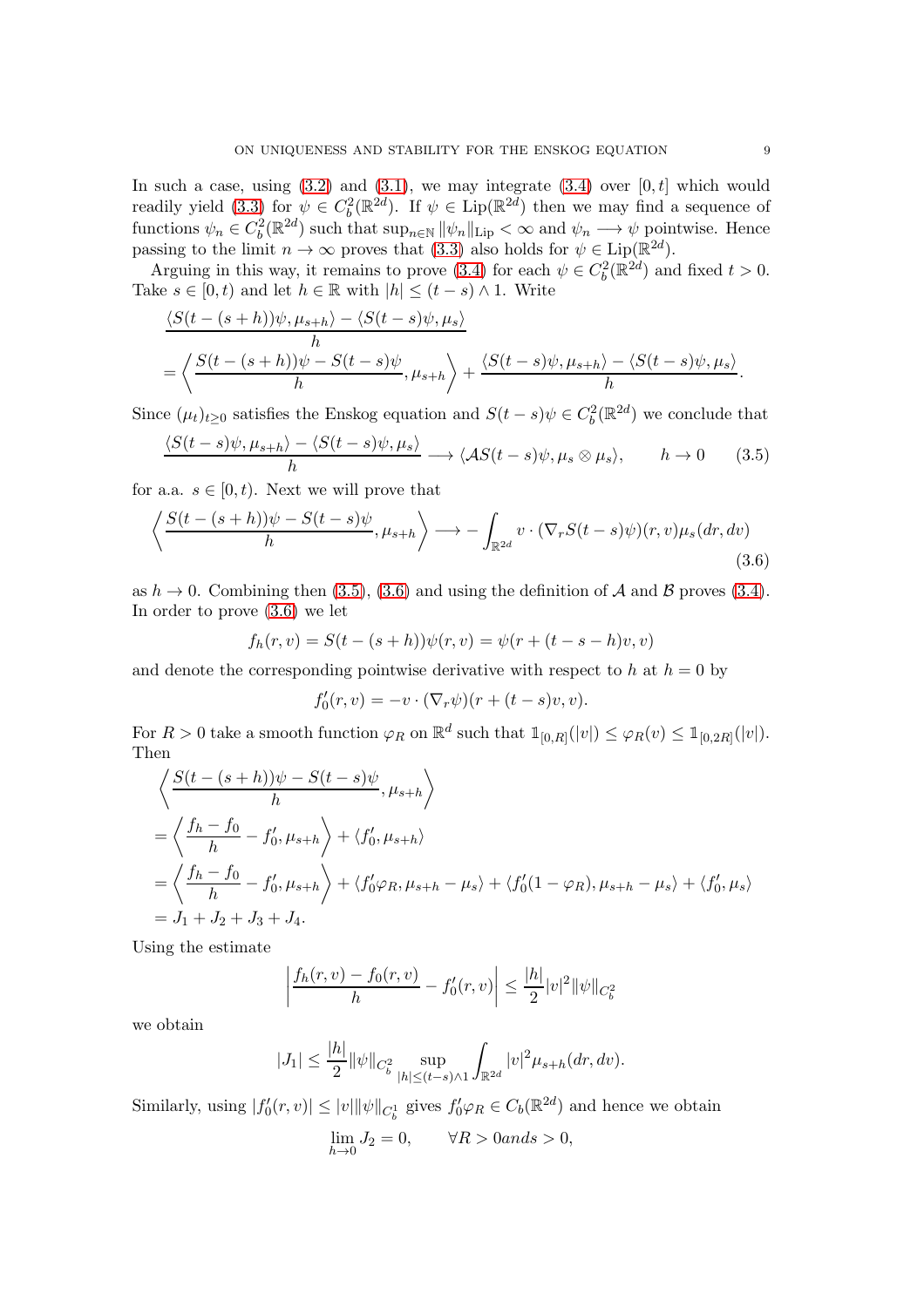In such a case, using (3.2) and (3.1), we may integrate (3.4) over $[0,t]$ which would readily yield (3.3) for $\psi \in C_b^2(\mathbb{R}^{2d})$. If $\psi \in \mathrm{Lip}(\mathbb{R}^{2d})$ then we may find a sequence of functions $\psi_n \in C_b^2(\mathbb{R}^{2d})$ such that $\sup_{n\in\mathbb{N}} \|\psi_n\|_{\mathrm{Lip}} < \infty$ and $\psi_n \longrightarrow \psi$ pointwise. Hence passing to the limit $n \to \infty$ proves that (3.3) also holds for $\psi \in \mathrm{Lip}(\mathbb{R}^{2d})$.

Arguing in this way, it remains to prove (3.4) for each $\psi \in C_b^2(\mathbb{R}^{2d})$ and fixed $t > 0$. Take $s \in [0,t)$ and let $h \in \mathbb{R}$ with $|h| \leq (t-s) \wedge 1$. Write

$$
\begin{aligned}
&\frac{\langle S(t-(s+h))\psi, \mu_{s+h}\rangle - \langle S(t-s)\psi, \mu_s\rangle}{h} \\
&= \left\langle \frac{S(t-(s+h))\psi - S(t-s)\psi}{h}, \mu_{s+h} \right\rangle + \frac{\langle S(t-s)\psi, \mu_{s+h}\rangle - \langle S(t-s)\psi, \mu_s\rangle}{h}.
\end{aligned}
$$

Since $(\mu_t)_{t\geq 0}$ satisfies the Enskog equation and $S(t-s)\psi \in C_b^2(\mathbb{R}^{2d})$ we conclude that

$$
\frac{\langle S(t-s)\psi, \mu_{s+h}\rangle - \langle S(t-s)\psi, \mu_s\rangle}{h} \longrightarrow \langle \mathcal{A}S(t-s)\psi, \mu_s \otimes \mu_s\rangle, \qquad h \to 0 \tag{3.5}
$$

for a.a. $s \in [0,t)$. Next we will prove that

$$
\left\langle \frac{S(t-(s+h))\psi - S(t-s)\psi}{h}, \mu_{s+h} \right\rangle \longrightarrow -\int_{\mathbb{R}^{2d}} v \cdot (\nabla_r S(t-s)\psi)(r,v)\mu_s(dr,dv) \tag{3.6}
$$

as $h \to 0$. Combining then (3.5), (3.6) and using the definition of $\mathcal{A}$ and $\mathcal{B}$ proves (3.4). In order to prove (3.6) we let

$$
f_h(r,v) = S(t-(s+h))\psi(r,v) = \psi(r + (t-s-h)v, v)
$$

and denote the corresponding pointwise derivative with respect to $h$ at $h=0$ by

$$
f_0'(r,v) = -v \cdot (\nabla_r \psi)(r + (t-s)v, v).
$$

For $R > 0$ take a smooth function $\varphi_R$ on $\mathbb{R}^d$ such that $\mathbb{1}_{[0,R]}(|v|) \leq \varphi_R(v) \leq \mathbb{1}_{[0,2R]}(|v|)$. Then

$$
\begin{aligned}
&\left\langle \frac{S(t-(s+h))\psi - S(t-s)\psi}{h}, \mu_{s+h} \right\rangle \\
&= \left\langle \frac{f_h - f_0}{h} - f_0', \mu_{s+h} \right\rangle + \langle f_0', \mu_{s+h}\rangle \\
&= \left\langle \frac{f_h - f_0}{h} - f_0', \mu_{s+h} \right\rangle + \langle f_0'\varphi_R, \mu_{s+h} - \mu_s\rangle + \langle f_0'(1-\varphi_R), \mu_{s+h} - \mu_s\rangle + \langle f_0', \mu_s\rangle \\
&= J_1 + J_2 + J_3 + J_4.
\end{aligned}
$$

Using the estimate

$$
\left| \frac{f_h(r,v) - f_0(r,v)}{h} - f_0'(r,v) \right| \leq \frac{|h|}{2}|v|^2 \|\psi\|_{C_b^2}
$$

we obtain

$$
|J_1| \leq \frac{|h|}{2}\|\psi\|_{C_b^2} \sup_{|h| \leq (t-s)\wedge 1} \int_{\mathbb{R}^{2d}} |v|^2 \mu_{s+h}(dr,dv).
$$

Similarly, using $|f_0'(r,v)| \leq |v| \|\psi\|_{C_b^1}$ gives $f_0'\varphi_R \in C_b(\mathbb{R}^{2d})$ and hence we obtain

$$
\lim_{h\to 0} J_2 = 0, \qquad \forall R > 0 and s > 0,
$$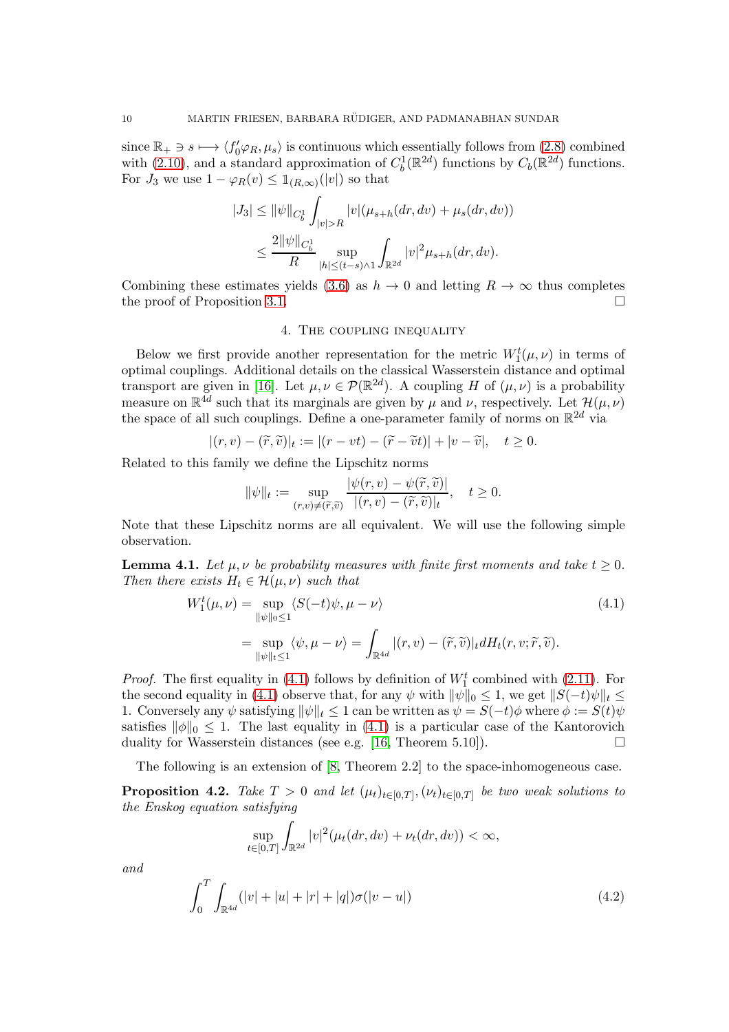since $\mathbb{R}_+ \ni s \longmapsto \langle f_0' \varphi_R, \mu_s \rangle$ is continuous which essentially follows from (2.8) combined with (2.10), and a standard approximation of $C_b^1(\mathbb{R}^{2d})$ functions by $C_b(\mathbb{R}^{2d})$ functions. For $J_3$ we use $1 - \varphi_R(v) \leq \mathbb{1}_{(R,\infty)}(|v|)$ so that

$$
\begin{aligned}
|J_3| &\leq \|\psi\|_{C_b^1} \int_{|v|>R} |v| (\mu_{s+h}(dr,dv) + \mu_s(dr,dv)) \\
&\leq \frac{2\|\psi\|_{C_b^1}}{R} \sup_{|h| \leq (t-s)\wedge 1} \int_{\mathbb{R}^{2d}} |v|^2 \mu_{s+h}(dr,dv).
\end{aligned}
$$

Combining these estimates yields (3.6) as $h \to 0$ and letting $R \to \infty$ thus completes the proof of Proposition 3.1. $\square$

## 4. The coupling inequality

Below we first provide another representation for the metric $W_1^t(\mu,\nu)$ in terms of optimal couplings. Additional details on the classical Wasserstein distance and optimal transport are given in [16]. Let $\mu, \nu \in \mathcal{P}(\mathbb{R}^{2d})$. A coupling $H$ of $(\mu,\nu)$ is a probability measure on $\mathbb{R}^{4d}$ such that its marginals are given by $\mu$ and $\nu$, respectively. Let $\mathcal{H}(\mu,\nu)$ the space of all such couplings. Define a one-parameter family of norms on $\mathbb{R}^{2d}$ via

$$
|(r,v) - (\widetilde{r}, \widetilde{v})|_t := |(r - vt) - (\widetilde{r} - \widetilde{v}t)| + |v - \widetilde{v}|, \quad t \geq 0.
$$

Related to this family we define the Lipschitz norms

$$
\|\psi\|_t := \sup_{(r,v) \neq (\widetilde{r},\widetilde{v})} \frac{|\psi(r,v) - \psi(\widetilde{r},\widetilde{v})|}{|(r,v) - (\widetilde{r},\widetilde{v})|_t}, \quad t \geq 0.
$$

Note that these Lipschitz norms are all equivalent. We will use the following simple observation.

**Lemma 4.1.** *Let $\mu, \nu$ be probability measures with finite first moments and take $t \geq 0$. Then there exists $H_t \in \mathcal{H}(\mu,\nu)$ such that*

$$
\begin{aligned}
W_1^t(\mu,\nu) &= \sup_{\|\psi\|_0 \leq 1} \langle S(-t)\psi, \mu - \nu \rangle \qquad (4.1)\\
&= \sup_{\|\psi\|_t \leq 1} \langle \psi, \mu - \nu \rangle = \int_{\mathbb{R}^{4d}} |(r,v) - (\widetilde{r},\widetilde{v})|_t dH_t(r,v;\widetilde{r},\widetilde{v}).
\end{aligned}
$$

*Proof.* The first equality in (4.1) follows by definition of $W_1^t$ combined with (2.11). For the second equality in (4.1) observe that, for any $\psi$ with $\|\psi\|_0 \leq 1$, we get $\|S(-t)\psi\|_t \leq 1$. Conversely any $\psi$ satisfying $\|\psi\|_t \leq 1$ can be written as $\psi = S(-t)\phi$ where $\phi := S(t)\psi$ satisfies $\|\phi\|_0 \leq 1$. The last equality in (4.1) is a particular case of the Kantorovich duality for Wasserstein distances (see e.g. [16, Theorem 5.10]). $\square$

The following is an extension of [8, Theorem 2.2] to the space-inhomogeneous case.

**Proposition 4.2.** *Take $T > 0$ and let $(\mu_t)_{t \in [0,T]}, (\nu_t)_{t\in[0,T]}$ be two weak solutions to the Enskog equation satisfying*

$$
\sup_{t\in[0,T]} \int_{\mathbb{R}^{2d}} |v|^2 (\mu_t(dr,dv) + \nu_t(dr,dv)) < \infty,
$$

*and*

$$
\int_0^T \int_{\mathbb{R}^{4d}} (|v| + |u| + |r| + |q|) \sigma(|v-u|) \qquad (4.2)
$$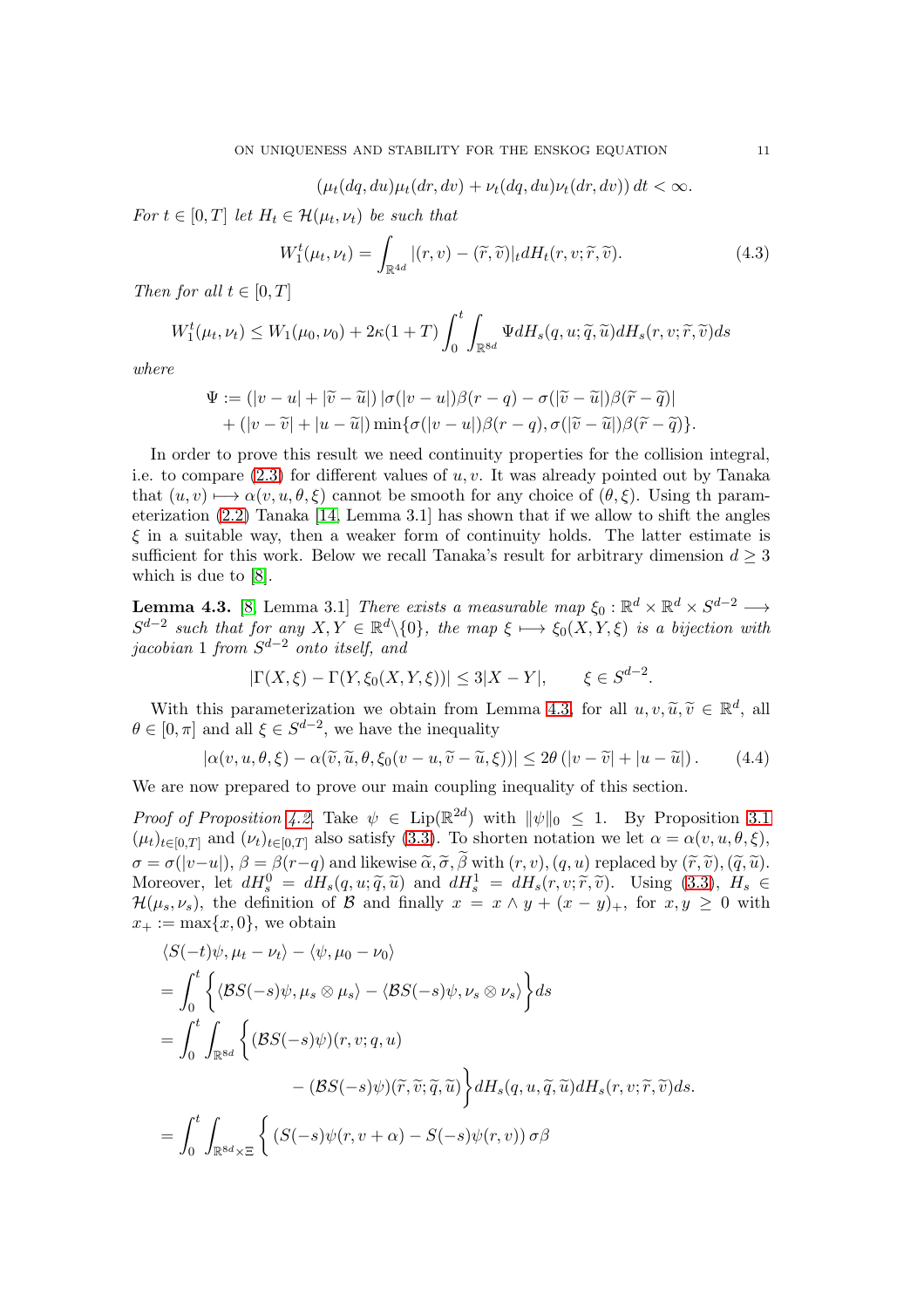$$(\mu_t(dq,du)\mu_t(dr,dv) + \nu_t(dq,du)\nu_t(dr,dv))\, dt < \infty.$$

*For* $t \in [0,T]$ *let* $H_t \in \mathcal{H}(\mu_t, \nu_t)$ *be such that*

$$W_1^t(\mu_t,\nu_t) = \int_{\mathbb{R}^{4d}} |(r,v) - (\widetilde{r},\widetilde{v})|_t dH_t(r,v;\widetilde{r},\widetilde{v}). \tag{4.3}$$

*Then for all* $t \in [0,T]$

$$W_1^t(\mu_t,\nu_t) \leq W_1(\mu_0,\nu_0) + 2\kappa(1+T)\int_0^t \int_{\mathbb{R}^{8d}} \Psi dH_s(q,u;\widetilde{q},\widetilde{u})dH_s(r,v;\widetilde{r},\widetilde{v})ds$$

*where*

$$\begin{aligned}
\Psi &:= (|v-u| + |\widetilde{v}-\widetilde{u}|)\,|\sigma(|v-u|)\beta(r-q) - \sigma(|\widetilde{v}-\widetilde{u}|)\beta(\widetilde{r}-\widetilde{q})| \\
&\quad + (|v-\widetilde{v}| + |u-\widetilde{u}|)\min\{\sigma(|v-u|)\beta(r-q), \sigma(|\widetilde{v}-\widetilde{u}|)\beta(\widetilde{r}-\widetilde{q})\}.
\end{aligned}$$

In order to prove this result we need continuity properties for the collision integral, i.e. to compare (2.3) for different values of $u, v$. It was already pointed out by Tanaka that $(u,v) \longmapsto \alpha(v,u,\theta,\xi)$ cannot be smooth for any choice of $(\theta,\xi)$. Using th parameterization (2.2) Tanaka [14, Lemma 3.1] has shown that if we allow to shift the angles $\xi$ in a suitable way, then a weaker form of continuity holds. The latter estimate is sufficient for this work. Below we recall Tanaka's result for arbitrary dimension $d \geq 3$ which is due to [8].

**Lemma 4.3.** [8] Lemma 3.1] *There exists a measurable map* $\xi_0 : \mathbb{R}^d \times \mathbb{R}^d \times S^{d-2} \longrightarrow S^{d-2}$ *such that for any* $X, Y \in \mathbb{R}^d \backslash \{0\}$, *the map* $\xi \longmapsto \xi_0(X,Y,\xi)$ *is a bijection with jacobian* 1 *from* $S^{d-2}$ *onto itself, and*

$$|\Gamma(X,\xi) - \Gamma(Y,\xi_0(X,Y,\xi))| \leq 3|X-Y|, \qquad \xi \in S^{d-2}.$$

With this parameterization we obtain from Lemma 4.3, for all $u, v, \widetilde{u}, \widetilde{v} \in \mathbb{R}^d$, all $\theta \in [0,\pi]$ and all $\xi \in S^{d-2}$, we have the inequality

$$|\alpha(v,u,\theta,\xi) - \alpha(\widetilde{v},\widetilde{u},\theta,\xi_0(v-u,\widetilde{v}-\widetilde{u},\xi))| \leq 2\theta\,(|v-\widetilde{v}| + |u-\widetilde{u}|). \tag{4.4}$$

We are now prepared to prove our main coupling inequality of this section.

*Proof of Proposition 4.2.* Take $\psi \in \mathrm{Lip}(\mathbb{R}^{2d})$ with $\|\psi\|_0 \leq 1$. By Proposition 3.1 $(\mu_t)_{t\in[0,T]}$ and $(\nu_t)_{t\in[0,T]}$ also satisfy (3.3). To shorten notation we let $\alpha = \alpha(v,u,\theta,\xi)$, $\sigma = \sigma(|v-u|)$, $\beta = \beta(r-q)$ and likewise $\widetilde{\alpha}, \widetilde{\sigma}, \widetilde{\beta}$ with $(r,v),(q,u)$ replaced by $(\widetilde{r},\widetilde{v}),(\widetilde{q},\widetilde{u})$. Moreover, let $dH_s^0 = dH_s(q,u;\widetilde{q},\widetilde{u})$ and $dH_s^1 = dH_s(r,v;\widetilde{r},\widetilde{v})$. Using (3.3), $H_s \in \mathcal{H}(\mu_s,\nu_s)$, the definition of $\mathcal{B}$ and finally $x = x \wedge y + (x-y)_+$, for $x, y \geq 0$ with $x_+ := \max\{x, 0\}$, we obtain

$$\begin{aligned}
&\langle S(-t)\psi, \mu_t - \nu_t\rangle - \langle \psi, \mu_0 - \nu_0\rangle \\
&= \int_0^t \Big\{ \langle \mathcal{B}S(-s)\psi, \mu_s \otimes \mu_s\rangle - \langle \mathcal{B}S(-s)\psi, \nu_s \otimes \nu_s\rangle \Big\} ds \\
&= \int_0^t \int_{\mathbb{R}^{8d}} \Big\{ (\mathcal{B}S(-s)\psi)(r,v;q,u) \\
&\qquad\qquad - (\mathcal{B}S(-s)\psi)(\widetilde{r},\widetilde{v};\widetilde{q},\widetilde{u}) \Big\} dH_s(q,u,\widetilde{q},\widetilde{u})dH_s(r,v;\widetilde{r},\widetilde{v})ds. \\
&= \int_0^t \int_{\mathbb{R}^{8d}\times\Xi} \Big\{ \left( S(-s)\psi(r, v+\alpha) - S(-s)\psi(r,v)\right)\sigma\beta
\end{aligned}$$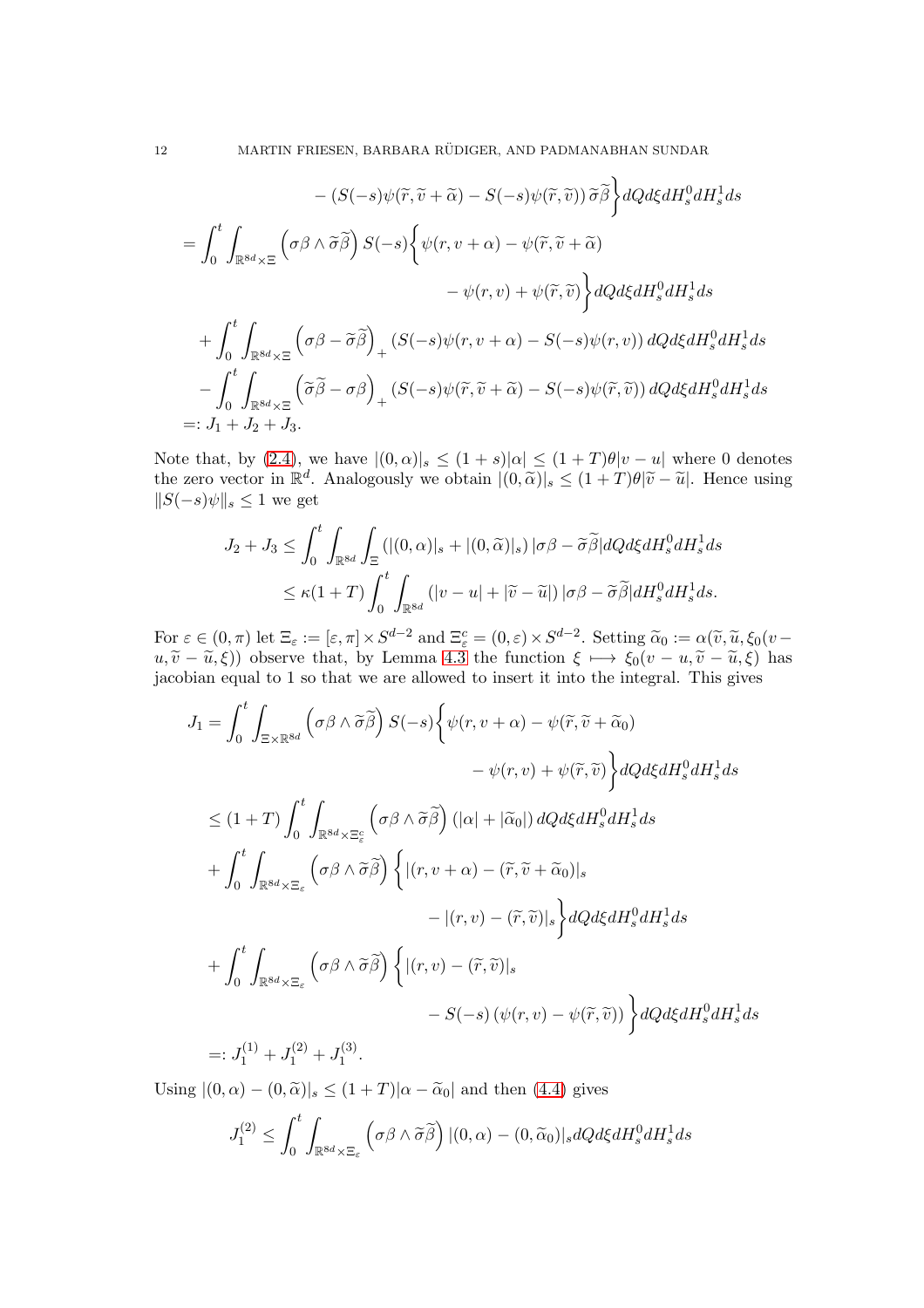$$
- \left(S(-s)\psi(\widetilde{r}, \widetilde{v} + \widetilde{\alpha}) - S(-s)\psi(\widetilde{r}, \widetilde{v})\right)\widetilde{\sigma}\widetilde{\beta} \Big\} dQ d\xi dH_s^0 dH_s^1 ds
$$

$$
\begin{aligned}
&= \int_0^t \int_{\mathbb{R}^{8d}\times\Xi} \left(\sigma\beta \wedge \widetilde{\sigma}\widetilde{\beta}\right) S(-s) \Big\{ \psi(r, v+\alpha) - \psi(\widetilde{r}, \widetilde{v} + \widetilde{\alpha}) \\
&\qquad\qquad - \psi(r,v) + \psi(\widetilde{r}, \widetilde{v}) \Big\} dQ d\xi dH_s^0 dH_s^1 ds \\
&+ \int_0^t \int_{\mathbb{R}^{8d}\times\Xi} \left(\sigma\beta - \widetilde{\sigma}\widetilde{\beta}\right)_+ \left(S(-s)\psi(r, v+\alpha) - S(-s)\psi(r,v)\right) dQ d\xi dH_s^0 dH_s^1 ds \\
&- \int_0^t \int_{\mathbb{R}^{8d}\times\Xi} \left(\widetilde{\sigma}\widetilde{\beta} - \sigma\beta\right)_+ \left(S(-s)\psi(\widetilde{r}, \widetilde{v}+\widetilde{\alpha}) - S(-s)\psi(\widetilde{r},\widetilde{v})\right) dQ d\xi dH_s^0 dH_s^1 ds \\
&=: J_1 + J_2 + J_3.
\end{aligned}
$$

Note that, by (2.4), we have $|(0,\alpha)|_s \leq (1+s)|\alpha| \leq (1+T)\theta|v-u|$ where 0 denotes the zero vector in $\mathbb{R}^d$. Analogously we obtain $|(0,\widetilde{\alpha})|_s \leq (1+T)\theta|\widetilde{v} - \widetilde{u}|$. Hence using $\|S(-s)\psi\|_s \leq 1$ we get

$$
\begin{aligned}
J_2 + J_3 &\leq \int_0^t \int_{\mathbb{R}^{8d}} \int_{\Xi} \left(|(0,\alpha)|_s + |(0,\widetilde{\alpha})|_s\right) |\sigma\beta - \widetilde{\sigma}\widetilde{\beta}| dQ d\xi dH_s^0 dH_s^1 ds \\
&\leq \kappa(1+T)\int_0^t \int_{\mathbb{R}^{8d}} \left(|v-u| + |\widetilde{v} - \widetilde{u}|\right) |\sigma\beta - \widetilde{\sigma}\widetilde{\beta}| dH_s^0 dH_s^1 ds.
\end{aligned}
$$

For $\varepsilon \in (0,\pi)$ let $\Xi_\varepsilon := [\varepsilon, \pi] \times S^{d-2}$ and $\Xi_\varepsilon^c = (0,\varepsilon)\times S^{d-2}$. Setting $\widetilde{\alpha}_0 := \alpha(\widetilde{v}, \widetilde{u}, \xi_0(v - u, \widetilde{v} - \widetilde{u}, \xi))$ observe that, by Lemma 4.3 the function $\xi \longmapsto \xi_0(v-u, \widetilde{v} - \widetilde{u}, \xi)$ has jacobian equal to 1 so that we are allowed to insert it into the integral. This gives

$$
\begin{aligned}
J_1 &= \int_0^t \int_{\Xi\times\mathbb{R}^{8d}} \left(\sigma\beta \wedge \widetilde{\sigma}\widetilde{\beta}\right) S(-s) \Big\{ \psi(r, v+\alpha) - \psi(\widetilde{r}, \widetilde{v} + \widetilde{\alpha}_0) \\
&\qquad\qquad - \psi(r,v) + \psi(\widetilde{r}, \widetilde{v}) \Big\} dQ d\xi dH_s^0 dH_s^1 ds \\
&\leq (1+T)\int_0^t \int_{\mathbb{R}^{8d}\times\Xi_\varepsilon^c} \left(\sigma\beta \wedge \widetilde{\sigma}\widetilde{\beta}\right) \left(|\alpha| + |\widetilde{\alpha}_0|\right) dQ d\xi dH_s^0 dH_s^1 ds \\
&+ \int_0^t \int_{\mathbb{R}^{8d}\times\Xi_\varepsilon} \left(\sigma\beta \wedge \widetilde{\sigma}\widetilde{\beta}\right) \Big\{ |(r, v+\alpha) - (\widetilde{r}, \widetilde{v} + \widetilde{\alpha}_0)|_s \\
&\qquad\qquad - |(r,v) - (\widetilde{r}, \widetilde{v})|_s \Big\} dQ d\xi dH_s^0 dH_s^1 ds \\
&+ \int_0^t \int_{\mathbb{R}^{8d}\times\Xi_\varepsilon} \left(\sigma\beta \wedge \widetilde{\sigma}\widetilde{\beta}\right) \Big\{ |(r,v) - (\widetilde{r},\widetilde{v})|_s \\
&\qquad\qquad - S(-s)\left(\psi(r,v) - \psi(\widetilde{r},\widetilde{v})\right) \Big\} dQ d\xi dH_s^0 dH_s^1 ds \\
&=: J_1^{(1)} + J_1^{(2)} + J_1^{(3)}.
\end{aligned}
$$

Using $|(0,\alpha) - (0,\widetilde{\alpha})|_s \leq (1+T)|\alpha - \widetilde{\alpha}_0|$ and then (4.4) gives

$$
J_1^{(2)} \leq \int_0^t \int_{\mathbb{R}^{8d}\times\Xi_\varepsilon} \left(\sigma\beta \wedge \widetilde{\sigma}\widetilde{\beta}\right) |(0,\alpha) - (0,\widetilde{\alpha}_0)|_s dQ d\xi dH_s^0 dH_s^1 ds
$$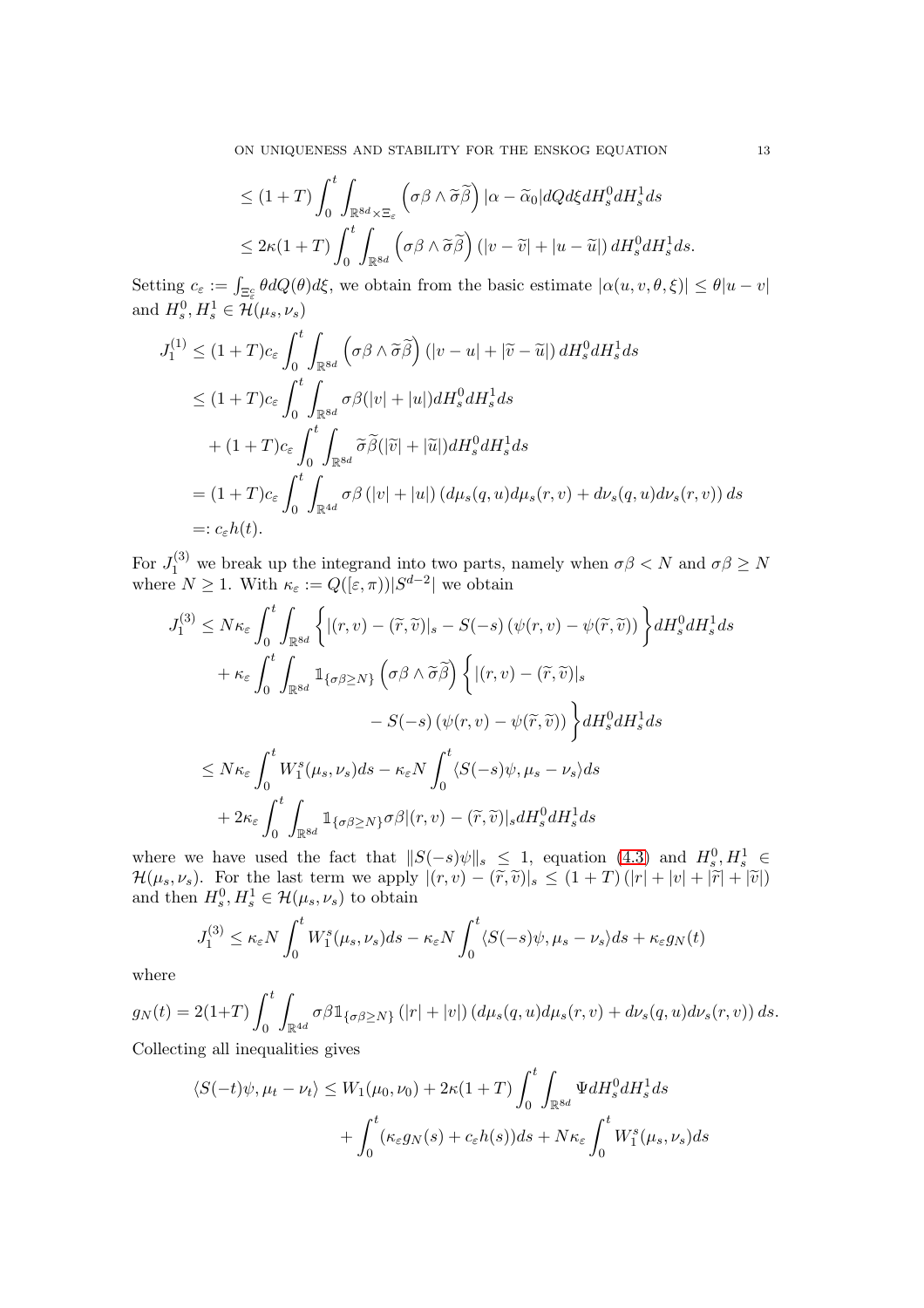$$\leq (1+T)\int_0^t \int_{\mathbb{R}^{8d}\times \Xi_\varepsilon} \left(\sigma\beta \wedge \widetilde{\sigma}\widetilde{\beta}\right)|\alpha - \widetilde{\alpha}_0| dQ d\xi dH_s^0 dH_s^1 ds$$

$$\leq 2\kappa(1+T)\int_0^t \int_{\mathbb{R}^{8d}} \left(\sigma\beta \wedge \widetilde{\sigma}\widetilde{\beta}\right)\left(|v-\widetilde{v}| + |u-\widetilde{u}|\right) dH_s^0 dH_s^1 ds.$$

Setting $c_\varepsilon := \int_{\Xi_\varepsilon^c} \theta dQ(\theta) d\xi$, we obtain from the basic estimate $|\alpha(u,v,\theta,\xi)| \leq \theta|u-v|$ and $H_s^0, H_s^1 \in \mathcal{H}(\mu_s,\nu_s)$

$$\begin{aligned}
J_1^{(1)} &\leq (1+T)c_\varepsilon \int_0^t \int_{\mathbb{R}^{8d}} \left(\sigma\beta \wedge \widetilde{\sigma}\widetilde{\beta}\right)\left(|v-u| + |\widetilde{v}-\widetilde{u}|\right) dH_s^0 dH_s^1 ds \\
&\leq (1+T)c_\varepsilon \int_0^t \int_{\mathbb{R}^{8d}} \sigma\beta(|v|+|u|) dH_s^0 dH_s^1 ds \\
&\quad + (1+T)c_\varepsilon \int_0^t \int_{\mathbb{R}^{8d}} \widetilde{\sigma}\widetilde{\beta}(|\widetilde{v}|+|\widetilde{u}|) dH_s^0 dH_s^1 ds \\
&= (1+T)c_\varepsilon \int_0^t \int_{\mathbb{R}^{4d}} \sigma\beta\left(|v|+|u|\right)\left(d\mu_s(q,u)d\mu_s(r,v) + d\nu_s(q,u)d\nu_s(r,v)\right) ds \\
&=: c_\varepsilon h(t).
\end{aligned}$$

For $J_1^{(3)}$ we break up the integrand into two parts, namely when $\sigma\beta < N$ and $\sigma\beta \geq N$ where $N \geq 1$. With $\kappa_\varepsilon := Q([\varepsilon,\pi))|S^{d-2}|$ we obtain

$$\begin{aligned}
J_1^{(3)} &\leq N\kappa_\varepsilon \int_0^t \int_{\mathbb{R}^{8d}} \left\{ |(r,v)-(\widetilde{r},\widetilde{v})|_s - S(-s)\left(\psi(r,v)-\psi(\widetilde{r},\widetilde{v})\right) \right\} dH_s^0 dH_s^1 ds \\
&\quad + \kappa_\varepsilon \int_0^t \int_{\mathbb{R}^{8d}} \mathbb{1}_{\{\sigma\beta \geq N\}} \left(\sigma\beta \wedge \widetilde{\sigma}\widetilde{\beta}\right) \Big\{ |(r,v)-(\widetilde{r},\widetilde{v})|_s \\
&\qquad\qquad - S(-s)\left(\psi(r,v)-\psi(\widetilde{r},\widetilde{v})\right) \Big\} dH_s^0 dH_s^1 ds \\
&\leq N\kappa_\varepsilon \int_0^t W_1^s(\mu_s,\nu_s) ds - \kappa_\varepsilon N \int_0^t \langle S(-s)\psi, \mu_s - \nu_s\rangle ds \\
&\quad + 2\kappa_\varepsilon \int_0^t \int_{\mathbb{R}^{8d}} \mathbb{1}_{\{\sigma\beta \geq N\}} \sigma\beta |(r,v)-(\widetilde{r},\widetilde{v})|_s dH_s^0 dH_s^1 ds
\end{aligned}$$

where we have used the fact that $\|S(-s)\psi\|_s \leq 1$, equation (4.3) and $H_s^0, H_s^1 \in \mathcal{H}(\mu_s,\nu_s)$. For the last term we apply $|(r,v)-(\widetilde{r},\widetilde{v})|_s \leq (1+T)\left(|r|+|v|+|\widetilde{r}|+|\widetilde{v}|\right)$ and then $H_s^0, H_s^1 \in \mathcal{H}(\mu_s,\nu_s)$ to obtain

$$J_1^{(3)} \leq \kappa_\varepsilon N \int_0^t W_1^s(\mu_s,\nu_s) ds - \kappa_\varepsilon N \int_0^t \langle S(-s)\psi, \mu_s - \nu_s\rangle ds + \kappa_\varepsilon g_N(t)$$

where

$$g_N(t) = 2(1+T)\int_0^t \int_{\mathbb{R}^{4d}} \sigma\beta \mathbb{1}_{\{\sigma\beta \geq N\}}\left(|r|+|v|\right)\left(d\mu_s(q,u)d\mu_s(r,v) + d\nu_s(q,u)d\nu_s(r,v)\right) ds.$$

Collecting all inequalities gives

$$\begin{aligned}
\langle S(-t)\psi, \mu_t - \nu_t\rangle &\leq W_1(\mu_0,\nu_0) + 2\kappa(1+T)\int_0^t \int_{\mathbb{R}^{8d}} \Psi dH_s^0 dH_s^1 ds \\
&\quad + \int_0^t \left(\kappa_\varepsilon g_N(s) + c_\varepsilon h(s)\right) ds + N\kappa_\varepsilon \int_0^t W_1^s(\mu_s,\nu_s) ds
\end{aligned}$$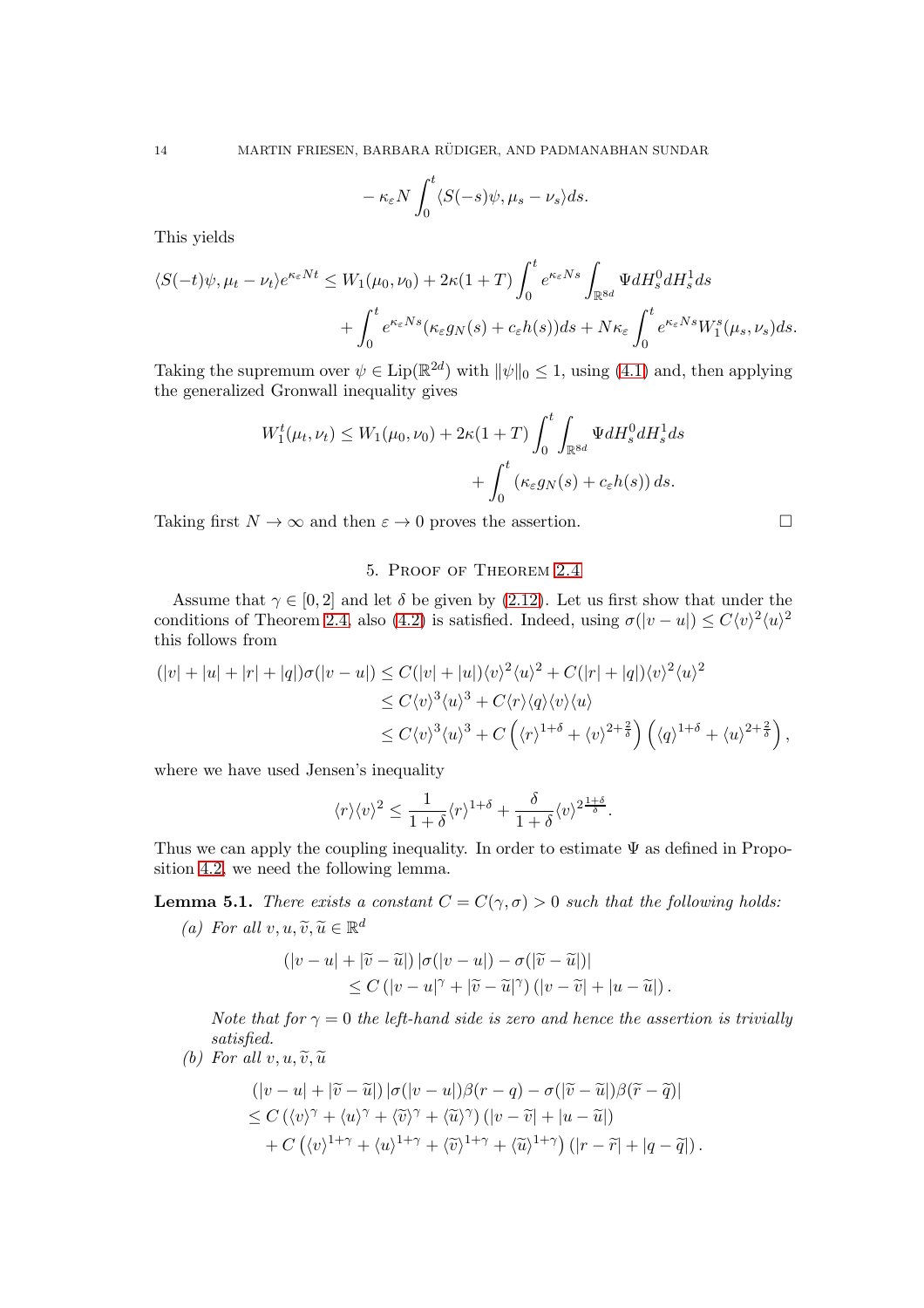$$-\kappa_\varepsilon N \int_0^t \langle S(-s)\psi, \mu_s - \nu_s \rangle ds.$$

This yields

$$\langle S(-t)\psi, \mu_t - \nu_t\rangle e^{\kappa_\varepsilon N t} \leq W_1(\mu_0, \nu_0) + 2\kappa(1+T)\int_0^t e^{\kappa_\varepsilon N s}\int_{\mathbb{R}^{8d}} \Psi dH_s^0 dH_s^1 ds$$
$$+ \int_0^t e^{\kappa_\varepsilon N s}(\kappa_\varepsilon g_N(s) + c_\varepsilon h(s)) ds + N\kappa_\varepsilon \int_0^t e^{\kappa_\varepsilon N s} W_1^s(\mu_s, \nu_s) ds.$$

Taking the supremum over $\psi \in \mathrm{Lip}(\mathbb{R}^{2d})$ with $\|\psi\|_0 \leq 1$, using (4.1) and, then applying the generalized Gronwall inequality gives

$$W_1^t(\mu_t, \nu_t) \leq W_1(\mu_0, \nu_0) + 2\kappa(1+T)\int_0^t \int_{\mathbb{R}^{8d}} \Psi dH_s^0 dH_s^1 ds$$
$$+ \int_0^t \left(\kappa_\varepsilon g_N(s) + c_\varepsilon h(s)\right) ds.$$

Taking first $N \to \infty$ and then $\varepsilon \to 0$ proves the assertion. $\square$

## 5. Proof of Theorem 2.4

Assume that $\gamma \in [0,2]$ and let $\delta$ be given by (2.12). Let us first show that under the conditions of Theorem 2.4, also (4.2) is satisfied. Indeed, using $\sigma(|v-u|) \leq C\langle v\rangle^2 \langle u \rangle^2$ this follows from

$$\begin{aligned}
(|v| + |u| + |r| + |q|)\sigma(|v-u|) &\leq C(|v| + |u|)\langle v\rangle^2\langle u\rangle^2 + C(|r| + |q|)\langle v\rangle^2\langle u\rangle^2 \\
&\leq C\langle v\rangle^3\langle u\rangle^3 + C\langle r\rangle\langle q\rangle\langle v\rangle\langle u\rangle \\
&\leq C\langle v\rangle^3\langle u\rangle^3 + C\left(\langle r\rangle^{1+\delta} + \langle v\rangle^{2+\frac{2}{\delta}}\right)\left(\langle q\rangle^{1+\delta} + \langle u\rangle^{2+\frac{2}{\delta}}\right),
\end{aligned}$$

where we have used Jensen's inequality

$$\langle r\rangle\langle v\rangle^2 \leq \frac{1}{1+\delta}\langle r\rangle^{1+\delta} + \frac{\delta}{1+\delta}\langle v\rangle^{2\frac{1+\delta}{\delta}}.$$

Thus we can apply the coupling inequality. In order to estimate $\Psi$ as defined in Proposition 4.2, we need the following lemma.

**Lemma 5.1.** *There exists a constant $C = C(\gamma, \sigma) > 0$ such that the following holds:*

*(a) For all $v, u, \widetilde{v}, \widetilde{u} \in \mathbb{R}^d$*

$$(|v-u| + |\widetilde{v} - \widetilde{u}|)\,|\sigma(|v-u|) - \sigma(|\widetilde{v}-\widetilde{u}|)|$$
$$\leq C\left(|v-u|^\gamma + |\widetilde{v}-\widetilde{u}|^\gamma\right)\left(|v-\widetilde{v}| + |u-\widetilde{u}|\right).$$

*Note that for $\gamma = 0$ the left-hand side is zero and hence the assertion is trivially satisfied.*

*(b) For all $v, u, \widetilde{v}, \widetilde{u}$*

$$\begin{aligned}
&(|v-u| + |\widetilde{v}-\widetilde{u}|)\,|\sigma(|v-u|)\beta(r-q) - \sigma(|\widetilde{v}-\widetilde{u}|)\beta(\widetilde{r}-\widetilde{q})| \\
&\leq C\left(\langle v\rangle^\gamma + \langle u\rangle^\gamma + \langle\widetilde{v}\rangle^\gamma + \langle\widetilde{u}\rangle^\gamma\right)\left(|v-\widetilde{v}| + |u-\widetilde{u}|\right) \\
&\quad + C\left(\langle v\rangle^{1+\gamma} + \langle u\rangle^{1+\gamma} + \langle\widetilde{v}\rangle^{1+\gamma} + \langle\widetilde{u}\rangle^{1+\gamma}\right)\left(|r-\widetilde{r}| + |q-\widetilde{q}|\right).
\end{aligned}$$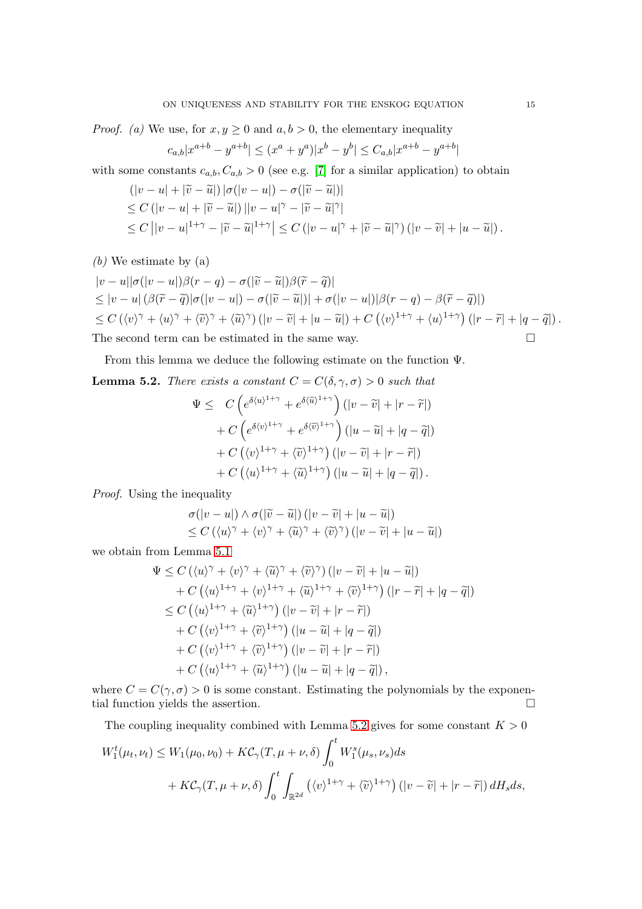*Proof.* *(a)* We use, for $x, y \geq 0$ and $a, b > 0$, the elementary inequality

$$c_{a,b}|x^{a+b} - y^{a+b}| \leq (x^a + y^a)|x^b - y^b| \leq C_{a,b}|x^{a+b} - y^{a+b}|$$

with some constants $c_{a,b}, C_{a,b} > 0$ (see e.g. [7] for a similar application) to obtain

$$\begin{aligned}
&(|v-u| + |\widetilde{v} - \widetilde{u}|)\,|\sigma(|v-u|) - \sigma(|\widetilde{v} - \widetilde{u}|)| \\
&\leq C\,(|v-u| + |\widetilde{v} - \widetilde{u}|)\,||v-u|^{\gamma} - |\widetilde{v} - \widetilde{u}|^{\gamma}| \\
&\leq C\,\big||v-u|^{1+\gamma} - |\widetilde{v} - \widetilde{u}|^{1+\gamma}\big| \leq C\,(|v-u|^{\gamma} + |\widetilde{v} - \widetilde{u}|^{\gamma})\,(|v - \widetilde{v}| + |u - \widetilde{u}|).
\end{aligned}$$

*(b)* We estimate by (a)

$$\begin{aligned}
&|v-u||\sigma(|v-u|)\beta(r-q) - \sigma(|\widetilde{v} - \widetilde{u}|)\beta(\widetilde{r} - \widetilde{q})| \\
&\leq |v-u|\,(\beta(\widetilde{r} - \widetilde{q})|\sigma(|v-u|) - \sigma(|\widetilde{v} - \widetilde{u}|)| + \sigma(|v-u|)|\beta(r-q) - \beta(\widetilde{r} - \widetilde{q})|) \\
&\leq C\,(\langle v\rangle^{\gamma} + \langle u\rangle^{\gamma} + \langle \widetilde{v}\rangle^{\gamma} + \langle \widetilde{u}\rangle^{\gamma})\,(|v - \widetilde{v}| + |u - \widetilde{u}|) + C\left(\langle v\rangle^{1+\gamma} + \langle u\rangle^{1+\gamma}\right)(|r - \widetilde{r}| + |q - \widetilde{q}|).
\end{aligned}$$

The second term can be estimated in the same way. $\square$

From this lemma we deduce the following estimate on the function $\Psi$.

**Lemma 5.2.** *There exists a constant $C = C(\delta, \gamma, \sigma) > 0$ such that*

$$\begin{aligned}
\Psi \leq\ & C\left(e^{\delta\langle u\rangle^{1+\gamma}} + e^{\delta\langle \widetilde{u}\rangle^{1+\gamma}}\right)(|v - \widetilde{v}| + |r - \widetilde{r}|) \\
&+ C\left(e^{\delta\langle v\rangle^{1+\gamma}} + e^{\delta\langle \widetilde{v}\rangle^{1+\gamma}}\right)(|u - \widetilde{u}| + |q - \widetilde{q}|) \\
&+ C\left(\langle v\rangle^{1+\gamma} + \langle \widetilde{v}\rangle^{1+\gamma}\right)(|v - \widetilde{v}| + |r - \widetilde{r}|) \\
&+ C\left(\langle u\rangle^{1+\gamma} + \langle \widetilde{u}\rangle^{1+\gamma}\right)(|u - \widetilde{u}| + |q - \widetilde{q}|).
\end{aligned}$$

*Proof.* Using the inequality

$$\begin{aligned}
&\sigma(|v-u|) \wedge \sigma(|\widetilde{v} - \widetilde{u}|)\,(|v - \widetilde{v}| + |u - \widetilde{u}|) \\
&\leq C\,(\langle u\rangle^{\gamma} + \langle v\rangle^{\gamma} + \langle \widetilde{u}\rangle^{\gamma} + \langle \widetilde{v}\rangle^{\gamma})\,(|v - \widetilde{v}| + |u - \widetilde{u}|)
\end{aligned}$$

we obtain from Lemma 5.1

$$\begin{aligned}
\Psi &\leq C\,(\langle u\rangle^{\gamma} + \langle v\rangle^{\gamma} + \langle \widetilde{u}\rangle^{\gamma} + \langle \widetilde{v}\rangle^{\gamma})\,(|v - \widetilde{v}| + |u - \widetilde{u}|) \\
&\quad + C\left(\langle u\rangle^{1+\gamma} + \langle v\rangle^{1+\gamma} + \langle \widetilde{u}\rangle^{1+\gamma} + \langle \widetilde{v}\rangle^{1+\gamma}\right)(|r - \widetilde{r}| + |q - \widetilde{q}|) \\
&\leq C\left(\langle u\rangle^{1+\gamma} + \langle \widetilde{u}\rangle^{1+\gamma}\right)(|v - \widetilde{v}| + |r - \widetilde{r}|) \\
&\quad + C\left(\langle v\rangle^{1+\gamma} + \langle \widetilde{v}\rangle^{1+\gamma}\right)(|u - \widetilde{u}| + |q - \widetilde{q}|) \\
&\quad + C\left(\langle v\rangle^{1+\gamma} + \langle \widetilde{v}\rangle^{1+\gamma}\right)(|v - \widetilde{v}| + |r - \widetilde{r}|) \\
&\quad + C\left(\langle u\rangle^{1+\gamma} + \langle \widetilde{u}\rangle^{1+\gamma}\right)(|u - \widetilde{u}| + |q - \widetilde{q}|),
\end{aligned}$$

where $C = C(\gamma, \sigma) > 0$ is some constant. Estimating the polynomials by the exponential function yields the assertion. $\square$

The coupling inequality combined with Lemma 5.2 gives for some constant $K > 0$

$$\begin{aligned}
W_1^t(\mu_t, \nu_t) &\leq W_1(\mu_0, \nu_0) + K\mathcal{C}_{\gamma}(T, \mu + \nu, \delta)\int_0^t W_1^s(\mu_s, \nu_s)ds \\
&\quad + K\mathcal{C}_{\gamma}(T, \mu + \nu, \delta)\int_0^t \int_{\mathbb{R}^{2d}} \left(\langle v\rangle^{1+\gamma} + \langle \widetilde{v}\rangle^{1+\gamma}\right)(|v - \widetilde{v}| + |r - \widetilde{r}|)\,dH_s ds,
\end{aligned}$$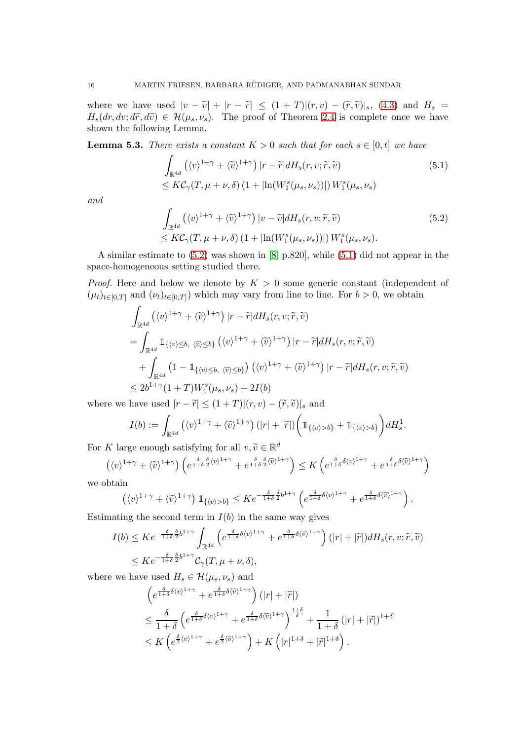where we have used $|v - \widetilde{v}| + |r - \widetilde{r}| \leq (1+T)|(r,v) - (\widetilde{r},\widetilde{v})|_s$, (4.3) and $H_s = H_s(dr, dv; d\widetilde{r}, d\widetilde{v}) \in \mathcal{H}(\mu_s, \nu_s)$. The proof of Theorem 2.4 is complete once we have shown the following Lemma.

**Lemma 5.3.** *There exists a constant $K > 0$ such that for each $s \in [0,t]$ we have*

$$\int_{\mathbb{R}^{4d}} \left( \langle v \rangle^{1+\gamma} + \langle \widetilde{v} \rangle^{1+\gamma} \right) |r - \widetilde{r}| dH_s(r, v; \widetilde{r}, \widetilde{v}) \leq K \mathcal{C}_\gamma(T, \mu + \nu, \delta) \left(1 + |\ln(W_1^s(\mu_s, \nu_s))|\right) W_1^s(\mu_s, \nu_s) \tag{5.1}$$

*and*

$$\int_{\mathbb{R}^{4d}} \left( \langle v \rangle^{1+\gamma} + \langle \widetilde{v} \rangle^{1+\gamma} \right) |v - \widetilde{v}| dH_s(r, v; \widetilde{r}, \widetilde{v}) \leq K \mathcal{C}_\gamma(T, \mu + \nu, \delta) \left(1 + |\ln(W_1^s(\mu_s, \nu_s))|\right) W_1^s(\mu_s, \nu_s). \tag{5.2}$$

A similar estimate to (5.2) was shown in [8, p.820], while (5.1) did not appear in the space-homogeneous setting studied there.

*Proof.* Here and below we denote by $K > 0$ some generic constant (independent of $(\mu_t)_{t \in [0,T]}$ and $(\nu_t)_{t \in [0,T]}$) which may vary from line to line. For $b > 0$, we obtain

$$\begin{aligned}
&\int_{\mathbb{R}^{4d}} \left( \langle v \rangle^{1+\gamma} + \langle \widetilde{v} \rangle^{1+\gamma} \right) |r - \widetilde{r}| dH_s(r, v; \widetilde{r}, \widetilde{v}) \\
&= \int_{\mathbb{R}^{4d}} \mathbb{1}_{\{\langle v \rangle \leq b, \ \langle \widetilde{v} \rangle \leq b\}} \left( \langle v \rangle^{1+\gamma} + \langle \widetilde{v} \rangle^{1+\gamma} \right) |r - \widetilde{r}| dH_s(r, v; \widetilde{r}, \widetilde{v}) \\
&\quad + \int_{\mathbb{R}^{4d}} \left(1 - \mathbb{1}_{\{\langle v \rangle \leq b, \ \langle \widetilde{v} \rangle \leq b\}}\right) \left( \langle v \rangle^{1+\gamma} + \langle \widetilde{v} \rangle^{1+\gamma} \right) |r - \widetilde{r}| dH_s(r, v; \widetilde{r}, \widetilde{v}) \\
&\leq 2b^{1+\gamma}(1+T) W_1^s(\mu_s, \nu_s) + 2I(b)
\end{aligned}$$

where we have used $|r - \widetilde{r}| \leq (1+T)|(r,v) - (\widetilde{r},\widetilde{v})|_s$ and

$$I(b) := \int_{\mathbb{R}^{4d}} \left( \langle v \rangle^{1+\gamma} + \langle \widetilde{v} \rangle^{1+\gamma} \right) (|r| + |\widetilde{r}|) \left( \mathbb{1}_{\{\langle v \rangle > b\}} + \mathbb{1}_{\{\langle \widetilde{v} \rangle > b\}} \right) dH_s^1.$$

For $K$ large enough satisfying for all $v, \widetilde{v} \in \mathbb{R}^d$

$$\left( \langle v \rangle^{1+\gamma} + \langle \widetilde{v} \rangle^{1+\gamma} \right) \left( e^{\frac{\delta}{1+\delta}\frac{\delta}{2}\langle v \rangle^{1+\gamma}} + e^{\frac{\delta}{1+\delta}\frac{\delta}{2}\langle \widetilde{v} \rangle^{1+\gamma}} \right) \leq K \left( e^{\frac{\delta}{1+\delta}\delta\langle v \rangle^{1+\gamma}} + e^{\frac{\delta}{1+\delta}\delta\langle \widetilde{v} \rangle^{1+\gamma}} \right)$$

we obtain

$$\left( \langle v \rangle^{1+\gamma} + \langle \widetilde{v} \rangle^{1+\gamma} \right) \mathbb{1}_{\{\langle v \rangle > b\}} \leq K e^{-\frac{\delta}{1+\delta}\frac{\delta}{2}b^{1+\gamma}} \left( e^{\frac{\delta}{1+\delta}\delta\langle v \rangle^{1+\gamma}} + e^{\frac{\delta}{1+\delta}\delta\langle \widetilde{v} \rangle^{1+\gamma}} \right).$$

Estimating the second term in $I(b)$ in the same way gives

$$\begin{aligned}
I(b) &\leq K e^{-\frac{\delta}{1+\delta}\frac{\delta}{2}b^{1+\gamma}} \int_{\mathbb{R}^{4d}} \left( e^{\frac{\delta}{1+\delta}\delta\langle v \rangle^{1+\gamma}} + e^{\frac{\delta}{1+\delta}\delta\langle \widetilde{v} \rangle^{1+\gamma}} \right) (|r| + |\widetilde{r}|) dH_s(r, v; \widetilde{r}, \widetilde{v}) \\
&\leq K e^{-\frac{\delta}{1+\delta}\frac{\delta}{2}b^{1+\gamma}} \mathcal{C}_\gamma(T, \mu + \nu, \delta),
\end{aligned}$$

where we have used $H_s \in \mathcal{H}(\mu_s, \nu_s)$ and

$$\begin{aligned}
&\left( e^{\frac{\delta}{1+\delta}\delta\langle v \rangle^{1+\gamma}} + e^{\frac{\delta}{1+\delta}\delta\langle \widetilde{v} \rangle^{1+\gamma}} \right) (|r| + |\widetilde{r}|) \\
&\leq \frac{\delta}{1+\delta} \left( e^{\frac{\delta}{1+\delta}\delta\langle v \rangle^{1+\gamma}} + e^{\frac{\delta}{1+\delta}\delta\langle \widetilde{v} \rangle^{1+\gamma}} \right)^{\frac{1+\delta}{\delta}} + \frac{1}{1+\delta} (|r| + |\widetilde{r}|)^{1+\delta} \\
&\leq K \left( e^{\frac{\delta}{2}\langle v \rangle^{1+\gamma}} + e^{\frac{\delta}{2}\langle \widetilde{v} \rangle^{1+\gamma}} \right) + K \left( |r|^{1+\delta} + |\widetilde{r}|^{1+\delta} \right).
\end{aligned}$$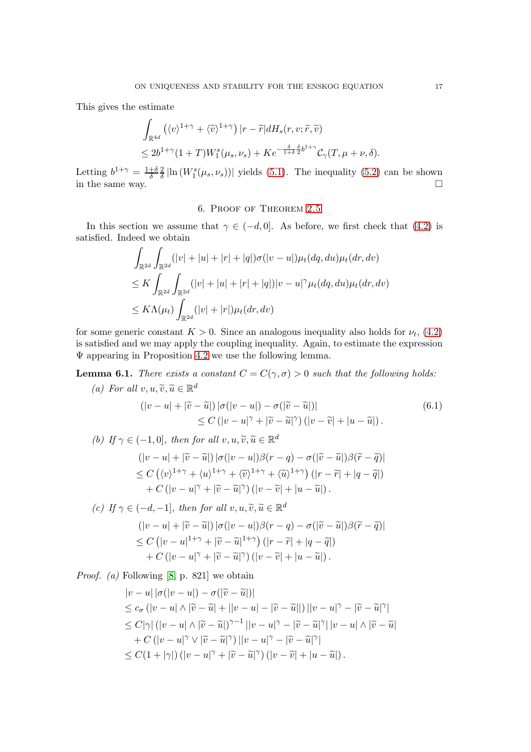This gives the estimate

$$
\begin{aligned}
&\int_{\mathbb{R}^{4d}} \left(\langle v\rangle^{1+\gamma} + \langle \widetilde{v}\rangle^{1+\gamma}\right)|r - \widetilde{r}| dH_s(r, v; \widetilde{r}, \widetilde{v}) \\
&\leq 2b^{1+\gamma}(1+T)W_1^s(\mu_s, \nu_s) + K e^{-\frac{\delta}{1+\delta}\frac{\delta}{2}b^{1+\gamma}} \mathcal{C}_\gamma(T, \mu+\nu, \delta).
\end{aligned}
$$

Letting $b^{1+\gamma} = \frac{1+\delta}{\delta}\frac{2}{\delta}|\ln(W_1^s(\mu_s, \nu_s))|$ yields (5.1). The inequality (5.2) can be shown in the same way. $\square$

## 6. Proof of Theorem 2.5

In this section we assume that $\gamma \in (-d, 0]$. As before, we first check that (4.2) is satisfied. Indeed we obtain

$$
\begin{aligned}
&\int_{\mathbb{R}^{2d}} \int_{\mathbb{R}^{2d}} (|v| + |u| + |r| + |q|)\sigma(|v-u|)\mu_t(dq, du)\mu_t(dr, dv) \\
&\leq K \int_{\mathbb{R}^{2d}} \int_{\mathbb{R}^{2d}} (|v| + |u| + |r| + |q|)|v-u|^\gamma \mu_t(dq, du)\mu_t(dr, dv) \\
&\leq K\Lambda(\mu_t) \int_{\mathbb{R}^{2d}} (|v| + |r|)\mu_t(dr, dv)
\end{aligned}
$$

for some generic constant $K > 0$. Since an analogous inequality also holds for $\nu_t$, (4.2) is satisfied and we may apply the coupling inequality. Again, to estimate the expression $\Psi$ appearing in Proposition 4.2 we use the following lemma.

**Lemma 6.1.** *There exists a constant $C = C(\gamma, \sigma) > 0$ such that the following holds:*

*(a) For all $v, u, \widetilde{v}, \widetilde{u} \in \mathbb{R}^d$*

$$
\begin{aligned}
(|v-u| + |\widetilde{v} - \widetilde{u}|)\, |\sigma(|v-u|) - \sigma(|\widetilde{v} - \widetilde{u}|)| \qquad\qquad\qquad (6.1)\\
\leq C\left(|v-u|^\gamma + |\widetilde{v} - \widetilde{u}|^\gamma\right)(|v - \widetilde{v}| + |u - \widetilde{u}|).
\end{aligned}
$$

*(b) If $\gamma \in (-1, 0]$, then for all $v, u, \widetilde{v}, \widetilde{u} \in \mathbb{R}^d$*

$$
\begin{aligned}
&(|v-u| + |\widetilde{v} - \widetilde{u}|)\, |\sigma(|v-u|)\beta(r-q) - \sigma(|\widetilde{v} - \widetilde{u}|)\beta(\widetilde{r} - \widetilde{q})| \\
&\leq C\left(\langle v\rangle^{1+\gamma} + \langle u\rangle^{1+\gamma} + \langle \widetilde{v}\rangle^{1+\gamma} + \langle \widetilde{u}\rangle^{1+\gamma}\right)(|r - \widetilde{r}| + |q - \widetilde{q}|) \\
&\quad + C\left(|v-u|^\gamma + |\widetilde{v} - \widetilde{u}|^\gamma\right)(|v - \widetilde{v}| + |u - \widetilde{u}|).
\end{aligned}
$$

*(c) If $\gamma \in (-d, -1]$, then for all $v, u, \widetilde{v}, \widetilde{u} \in \mathbb{R}^d$*

$$
\begin{aligned}
&(|v-u| + |\widetilde{v} - \widetilde{u}|)\, |\sigma(|v-u|)\beta(r-q) - \sigma(|\widetilde{v} - \widetilde{u}|)\beta(\widetilde{r} - \widetilde{q})| \\
&\leq C\left(|v-u|^{1+\gamma} + |\widetilde{v} - \widetilde{u}|^{1+\gamma}\right)(|r - \widetilde{r}| + |q - \widetilde{q}|) \\
&\quad + C\left(|v-u|^\gamma + |\widetilde{v} - \widetilde{u}|^\gamma\right)(|v - \widetilde{v}| + |u - \widetilde{u}|).
\end{aligned}
$$

*Proof.* *(a)* Following [8, p. 821] we obtain

$$
\begin{aligned}
&|v-u|\, |\sigma(|v-u|) - \sigma(|\widetilde{v} - \widetilde{u}|)| \\
&\leq c_\sigma\left(|v-u| \wedge |\widetilde{v} - \widetilde{u}| + ||v-u| - |\widetilde{v} - \widetilde{u}||\right)||v-u|^\gamma - |\widetilde{v} - \widetilde{u}|^\gamma| \\
&\leq C|\gamma|\left(|v-u| \wedge |\widetilde{v} - \widetilde{u}|\right)^{\gamma-1}||v-u|^\gamma - |\widetilde{v} - \widetilde{u}|^\gamma|\, |v-u| \wedge |\widetilde{v} - \widetilde{u}| \\
&\quad + C\left(|v-u|^\gamma \vee |\widetilde{v} - \widetilde{u}|^\gamma\right)||v-u|^\gamma - |\widetilde{v} - \widetilde{u}|^\gamma| \\
&\leq C(1 + |\gamma|)\left(|v-u|^\gamma + |\widetilde{v} - \widetilde{u}|^\gamma\right)(|v - \widetilde{v}| + |u - \widetilde{u}|).
\end{aligned}
$$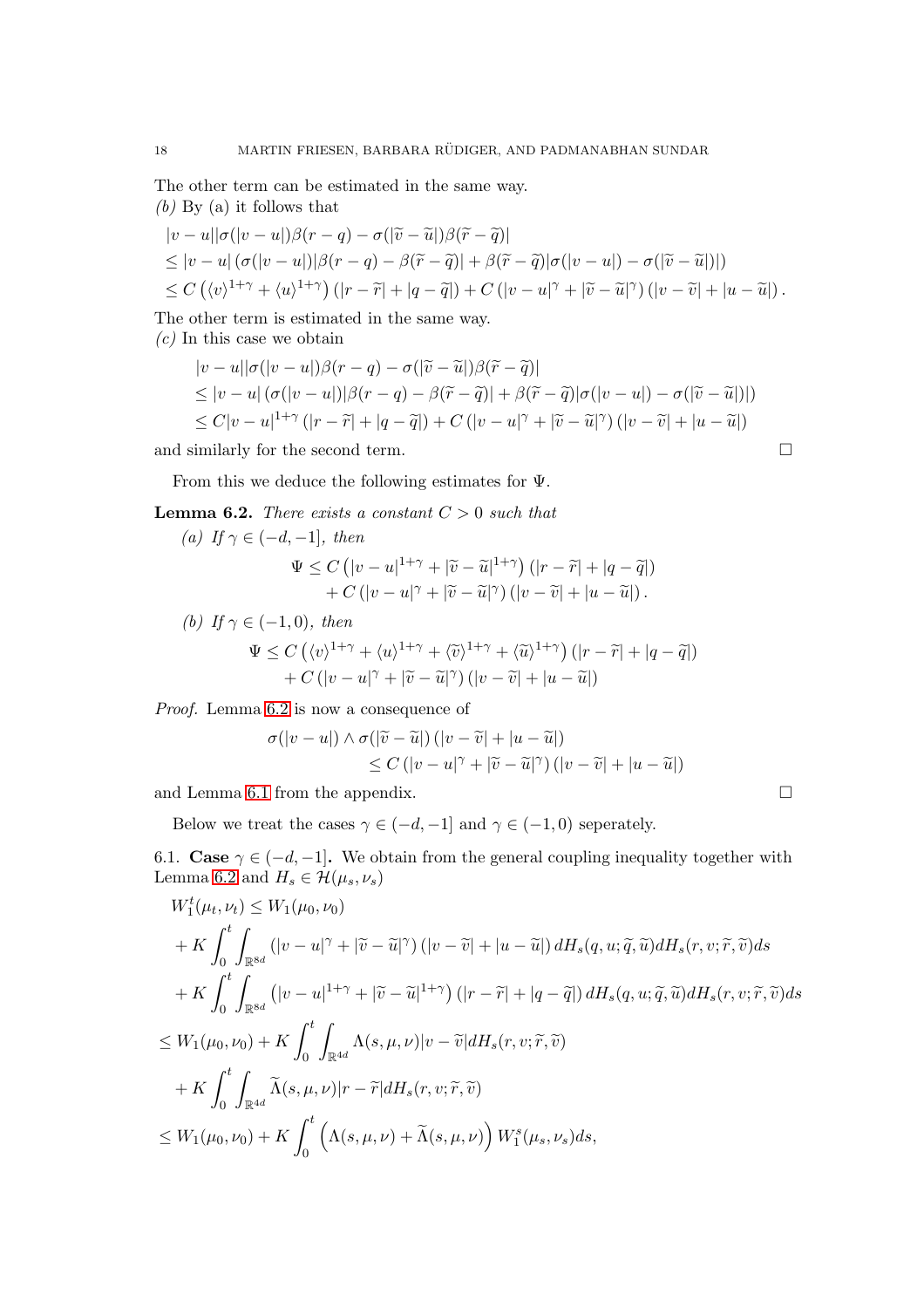The other term can be estimated in the same way.

*(b)* By (a) it follows that

$$
\begin{aligned}
&|v-u||\sigma(|v-u|)\beta(r-q) - \sigma(|\widetilde{v}-\widetilde{u}|)\beta(\widetilde{r}-\widetilde{q})| \\
&\le |v-u|\left(\sigma(|v-u|)|\beta(r-q)-\beta(\widetilde{r}-\widetilde{q})| + \beta(\widetilde{r}-\widetilde{q})|\sigma(|v-u|)-\sigma(|\widetilde{v}-\widetilde{u}|)|\right) \\
&\le C\left(\langle v\rangle^{1+\gamma} + \langle u\rangle^{1+\gamma}\right)\left(|r-\widetilde{r}|+|q-\widetilde{q}|\right) + C\left(|v-u|^{\gamma}+|\widetilde{v}-\widetilde{u}|^{\gamma}\right)\left(|v-\widetilde{v}|+|u-\widetilde{u}|\right).
\end{aligned}
$$

The other term is estimated in the same way.

*(c)* In this case we obtain

$$
\begin{aligned}
&|v-u||\sigma(|v-u|)\beta(r-q) - \sigma(|\widetilde{v}-\widetilde{u}|)\beta(\widetilde{r}-\widetilde{q})| \\
&\le |v-u|\left(\sigma(|v-u|)|\beta(r-q)-\beta(\widetilde{r}-\widetilde{q})| + \beta(\widetilde{r}-\widetilde{q})|\sigma(|v-u|)-\sigma(|\widetilde{v}-\widetilde{u}|)|\right) \\
&\le C|v-u|^{1+\gamma}\left(|r-\widetilde{r}|+|q-\widetilde{q}|\right) + C\left(|v-u|^{\gamma}+|\widetilde{v}-\widetilde{u}|^{\gamma}\right)\left(|v-\widetilde{v}|+|u-\widetilde{u}|\right)
\end{aligned}
$$

and similarly for the second term. □

From this we deduce the following estimates for $\Psi$.

**Lemma 6.2.** *There exists a constant $C > 0$ such that*

*(a) If $\gamma \in (-d,-1]$, then*

$$
\begin{aligned}
\Psi &\le C\left(|v-u|^{1+\gamma} + |\widetilde{v}-\widetilde{u}|^{1+\gamma}\right)\left(|r-\widetilde{r}|+|q-\widetilde{q}|\right) \\
&\quad + C\left(|v-u|^{\gamma}+|\widetilde{v}-\widetilde{u}|^{\gamma}\right)\left(|v-\widetilde{v}|+|u-\widetilde{u}|\right).
\end{aligned}
$$

*(b) If $\gamma \in (-1,0)$, then*

$$
\begin{aligned}
\Psi &\le C\left(\langle v\rangle^{1+\gamma} + \langle u\rangle^{1+\gamma} + \langle \widetilde{v}\rangle^{1+\gamma} + \langle \widetilde{u}\rangle^{1+\gamma}\right)\left(|r-\widetilde{r}|+|q-\widetilde{q}|\right) \\
&\quad + C\left(|v-u|^{\gamma}+|\widetilde{v}-\widetilde{u}|^{\gamma}\right)\left(|v-\widetilde{v}|+|u-\widetilde{u}|\right)
\end{aligned}
$$

*Proof.* Lemma 6.2 is now a consequence of

$$
\begin{aligned}
\sigma(|v-u|) \wedge \sigma(|\widetilde{v}-\widetilde{u}|)&\left(|v-\widetilde{v}|+|u-\widetilde{u}|\right) \\
&\le C\left(|v-u|^{\gamma}+|\widetilde{v}-\widetilde{u}|^{\gamma}\right)\left(|v-\widetilde{v}|+|u-\widetilde{u}|\right)
\end{aligned}
$$

and Lemma 6.1 from the appendix. □

Below we treat the cases $\gamma \in (-d,-1]$ and $\gamma \in (-1,0)$ seperately.

### 6.1. Case $\gamma \in (-d,-1]$.

We obtain from the general coupling inequality together with Lemma 6.2 and $H_s \in \mathcal{H}(\mu_s,\nu_s)$

$$
\begin{aligned}
&W_1^t(\mu_t,\nu_t) \le W_1(\mu_0,\nu_0) \\
&\quad + K\int_0^t \int_{\mathbb{R}^{8d}} \left(|v-u|^{\gamma}+|\widetilde{v}-\widetilde{u}|^{\gamma}\right)\left(|v-\widetilde{v}|+|u-\widetilde{u}|\right) dH_s(q,u;\widetilde{q},\widetilde{u})dH_s(r,v;\widetilde{r},\widetilde{v})ds \\
&\quad + K\int_0^t \int_{\mathbb{R}^{8d}} \left(|v-u|^{1+\gamma}+|\widetilde{v}-\widetilde{u}|^{1+\gamma}\right)\left(|r-\widetilde{r}|+|q-\widetilde{q}|\right) dH_s(q,u;\widetilde{q},\widetilde{u})dH_s(r,v;\widetilde{r},\widetilde{v})ds \\
&\le W_1(\mu_0,\nu_0) + K\int_0^t \int_{\mathbb{R}^{4d}} \Lambda(s,\mu,\nu)|v-\widetilde{v}|dH_s(r,v;\widetilde{r},\widetilde{v}) \\
&\quad + K\int_0^t \int_{\mathbb{R}^{4d}} \widetilde{\Lambda}(s,\mu,\nu)|r-\widetilde{r}|dH_s(r,v;\widetilde{r},\widetilde{v}) \\
&\le W_1(\mu_0,\nu_0) + K\int_0^t \left(\Lambda(s,\mu,\nu)+\widetilde{\Lambda}(s,\mu,\nu)\right) W_1^s(\mu_s,\nu_s)ds,
\end{aligned}
$$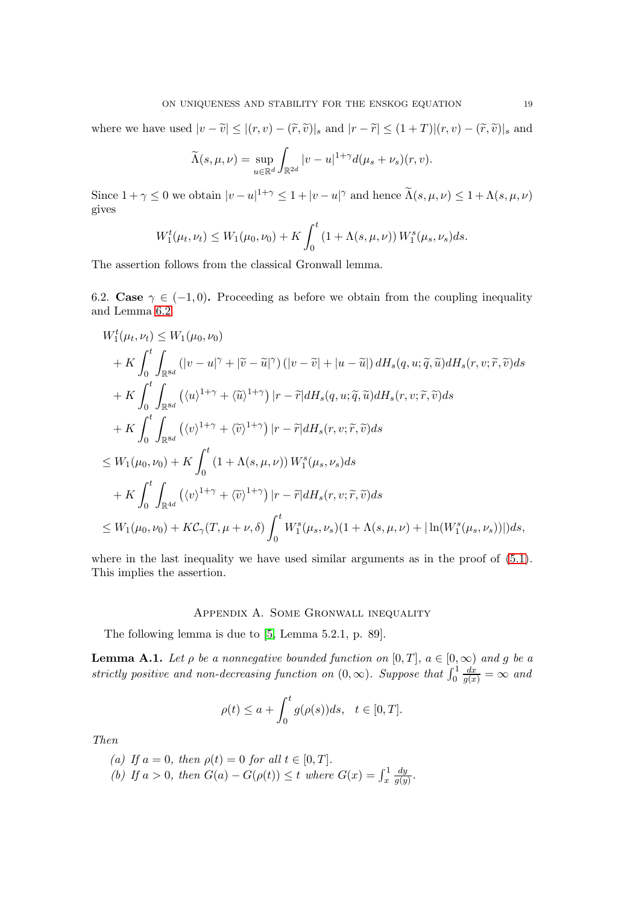where we have used $|v - \widetilde{v}| \leq |(r,v) - (\widetilde{r}, \widetilde{v})|_s$ and $|r - \widetilde{r}| \leq (1+T)|(r,v) - (\widetilde{r},\widetilde{v})|_s$ and

$$\widetilde{\Lambda}(s,\mu,\nu) = \sup_{u \in \mathbb{R}^d} \int_{\mathbb{R}^{2d}} |v-u|^{1+\gamma} d(\mu_s + \nu_s)(r,v).$$

Since $1 + \gamma \leq 0$ we obtain $|v-u|^{1+\gamma} \leq 1 + |v-u|^{\gamma}$ and hence $\widetilde{\Lambda}(s,\mu,\nu) \leq 1 + \Lambda(s,\mu,\nu)$ gives

$$W_1^t(\mu_t, \nu_t) \leq W_1(\mu_0,\nu_0) + K \int_0^t (1 + \Lambda(s,\mu,\nu)) W_1^s(\mu_s,\nu_s) ds.$$

The assertion follows from the classical Gronwall lemma.

6.2. **Case** $\gamma \in (-1,0)$**.** Proceeding as before we obtain from the coupling inequality and Lemma 6.2

$$\begin{aligned}
&W_1^t(\mu_t,\nu_t) \leq W_1(\mu_0,\nu_0) \\
&\quad + K \int_0^t \int_{\mathbb{R}^{8d}} \left(|v-u|^{\gamma} + |\widetilde{v} - \widetilde{u}|^{\gamma}\right)\left(|v - \widetilde{v}| + |u - \widetilde{u}|\right) dH_s(q,u;\widetilde{q},\widetilde{u}) dH_s(r,v;\widetilde{r},\widetilde{v}) ds \\
&\quad + K \int_0^t \int_{\mathbb{R}^{8d}} \left(\langle u \rangle^{1+\gamma} + \langle \widetilde{u} \rangle^{1+\gamma}\right) |r - \widetilde{r}| dH_s(q,u;\widetilde{q},\widetilde{u}) dH_s(r,v;\widetilde{r},\widetilde{v}) ds \\
&\quad + K \int_0^t \int_{\mathbb{R}^{8d}} \left(\langle v \rangle^{1+\gamma} + \langle \widetilde{v} \rangle^{1+\gamma}\right) |r - \widetilde{r}| dH_s(r,v;\widetilde{r},\widetilde{v}) ds \\
&\leq W_1(\mu_0,\nu_0) + K \int_0^t (1 + \Lambda(s,\mu,\nu)) W_1^s(\mu_s,\nu_s) ds \\
&\quad + K \int_0^t \int_{\mathbb{R}^{4d}} \left(\langle v \rangle^{1+\gamma} + \langle \widetilde{v} \rangle^{1+\gamma}\right) |r - \widetilde{r}| dH_s(r,v;\widetilde{r},\widetilde{v}) ds \\
&\leq W_1(\mu_0,\nu_0) + K \mathcal{C}_{\gamma}(T, \mu + \nu, \delta) \int_0^t W_1^s(\mu_s,\nu_s)(1 + \Lambda(s,\mu,\nu) + |\ln(W_1^s(\mu_s,\nu_s))|) ds,
\end{aligned}$$

where in the last inequality we have used similar arguments as in the proof of (5.1). This implies the assertion.

## Appendix A. Some Gronwall inequality

The following lemma is due to [5, Lemma 5.2.1, p. 89].

**Lemma A.1.** *Let $\rho$ be a nonnegative bounded function on $[0,T]$, $a \in [0,\infty)$ and $g$ be a strictly positive and non-decreasing function on $(0,\infty)$. Suppose that $\int_0^1 \frac{dx}{g(x)} = \infty$ and*

$$\rho(t) \leq a + \int_0^t g(\rho(s)) ds, \quad t \in [0,T].$$

*Then*

*(a) If $a = 0$, then $\rho(t) = 0$ for all $t \in [0,T]$.*
*(b) If $a > 0$, then $G(a) - G(\rho(t)) \leq t$ where $G(x) = \int_x^1 \frac{dy}{g(y)}$.*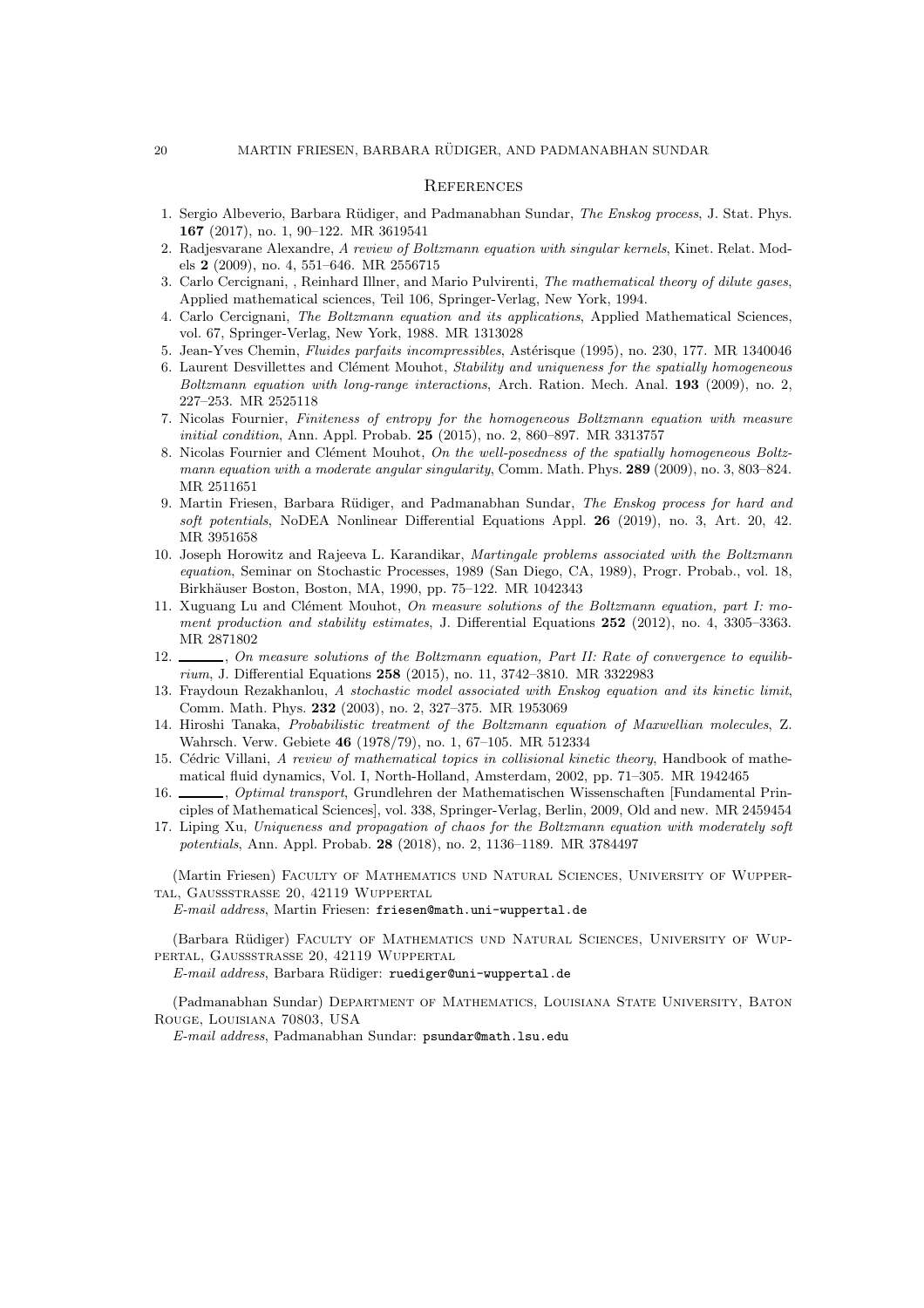## References

1. Sergio Albeverio, Barbara Rüdiger, and Padmanabhan Sundar, *The Enskog process*, J. Stat. Phys. **167** (2017), no. 1, 90–122. MR 3619541
2. Radjesvarane Alexandre, *A review of Boltzmann equation with singular kernels*, Kinet. Relat. Models **2** (2009), no. 4, 551–646. MR 2556715
3. Carlo Cercignani, , Reinhard Illner, and Mario Pulvirenti, *The mathematical theory of dilute gases*, Applied mathematical sciences, Teil 106, Springer-Verlag, New York, 1994.
4. Carlo Cercignani, *The Boltzmann equation and its applications*, Applied Mathematical Sciences, vol. 67, Springer-Verlag, New York, 1988. MR 1313028
5. Jean-Yves Chemin, *Fluides parfaits incompressibles*, Astérisque (1995), no. 230, 177. MR 1340046
6. Laurent Desvillettes and Clément Mouhot, *Stability and uniqueness for the spatially homogeneous Boltzmann equation with long-range interactions*, Arch. Ration. Mech. Anal. **193** (2009), no. 2, 227–253. MR 2525118
7. Nicolas Fournier, *Finiteness of entropy for the homogeneous Boltzmann equation with measure initial condition*, Ann. Appl. Probab. **25** (2015), no. 2, 860–897. MR 3313757
8. Nicolas Fournier and Clément Mouhot, *On the well-posedness of the spatially homogeneous Boltzmann equation with a moderate angular singularity*, Comm. Math. Phys. **289** (2009), no. 3, 803–824. MR 2511651
9. Martin Friesen, Barbara Rüdiger, and Padmanabhan Sundar, *The Enskog process for hard and soft potentials*, NoDEA Nonlinear Differential Equations Appl. **26** (2019), no. 3, Art. 20, 42. MR 3951658
10. Joseph Horowitz and Rajeeva L. Karandikar, *Martingale problems associated with the Boltzmann equation*, Seminar on Stochastic Processes, 1989 (San Diego, CA, 1989), Progr. Probab., vol. 18, Birkhäuser Boston, Boston, MA, 1990, pp. 75–122. MR 1042343
11. Xuguang Lu and Clément Mouhot, *On measure solutions of the Boltzmann equation, part I: moment production and stability estimates*, J. Differential Equations **252** (2012), no. 4, 3305–3363. MR 2871802
12. ______, *On measure solutions of the Boltzmann equation, Part II: Rate of convergence to equilibrium*, J. Differential Equations **258** (2015), no. 11, 3742–3810. MR 3322983
13. Fraydoun Rezakhanlou, *A stochastic model associated with Enskog equation and its kinetic limit*, Comm. Math. Phys. **232** (2003), no. 2, 327–375. MR 1953069
14. Hiroshi Tanaka, *Probabilistic treatment of the Boltzmann equation of Maxwellian molecules*, Z. Wahrsch. Verw. Gebiete **46** (1978/79), no. 1, 67–105. MR 512334
15. Cédric Villani, *A review of mathematical topics in collisional kinetic theory*, Handbook of mathematical fluid dynamics, Vol. I, North-Holland, Amsterdam, 2002, pp. 71–305. MR 1942465
16. ______, *Optimal transport*, Grundlehren der Mathematischen Wissenschaften [Fundamental Principles of Mathematical Sciences], vol. 338, Springer-Verlag, Berlin, 2009, Old and new. MR 2459454
17. Liping Xu, *Uniqueness and propagation of chaos for the Boltzmann equation with moderately soft potentials*, Ann. Appl. Probab. **28** (2018), no. 2, 1136–1189. MR 3784497

(Martin Friesen) Faculty of Mathematics und Natural Sciences, University of Wuppertal, Gaussstrasse 20, 42119 Wuppertal

*E-mail address*, Martin Friesen: friesen@math.uni-wuppertal.de

(Barbara Rüdiger) Faculty of Mathematics und Natural Sciences, University of Wuppertal, Gaussstrasse 20, 42119 Wuppertal

*E-mail address*, Barbara Rüdiger: ruediger@uni-wuppertal.de

(Padmanabhan Sundar) Department of Mathematics, Louisiana State University, Baton Rouge, Louisiana 70803, USA

*E-mail address*, Padmanabhan Sundar: psundar@math.lsu.edu